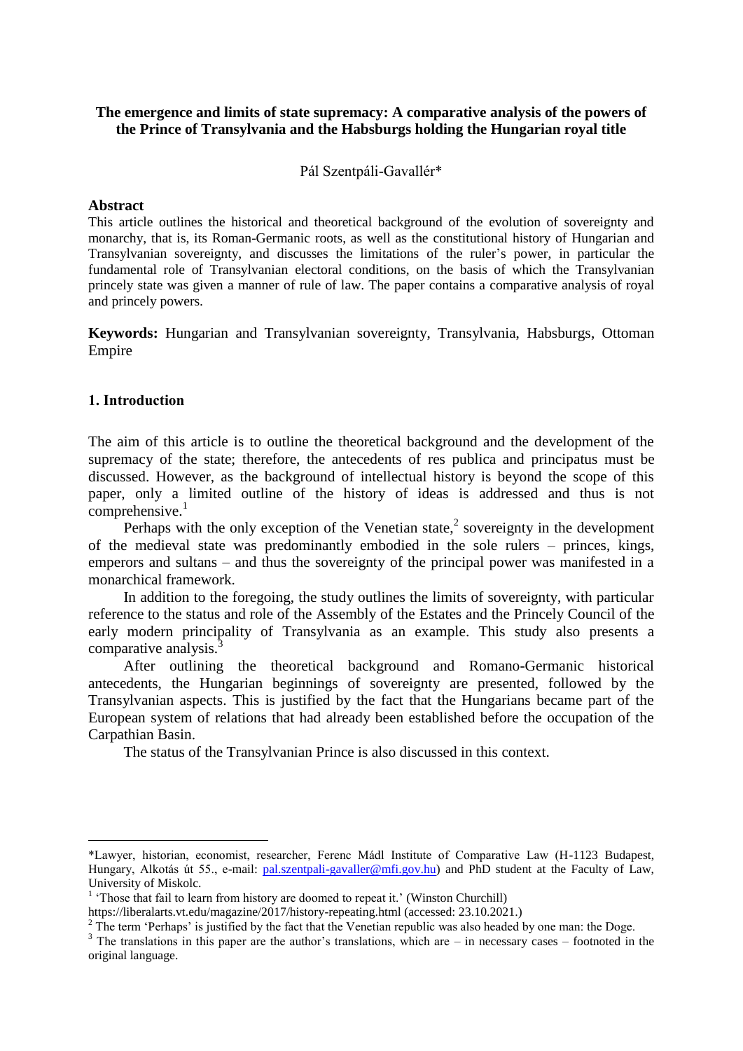**The emergence and limits of state supremacy: A comparative analysis of the powers of the Prince of Transylvania and the Habsburgs holding the Hungarian royal title**

Pál Szentpáli-Gavallér*

## Abstract

This article outlines the historical and theoretical background of the evolution of sovereignty and monarchy, that is, its Roman-Germanic roots, as well as the constitutional history of Hungarian and Transylvanian sovereignty, and discusses the limitations of the ruler's power, in particular the fundamental role of Transylvanian electoral conditions, on the basis of which the Transylvanian princely state was given a manner of rule of law. The paper contains a comparative analysis of royal and princely powers.

**Keywords:** Hungarian and Transylvanian sovereignty, Transylvania, Habsburgs, Ottoman Empire

## 1. Introduction

The aim of this article is to outline the theoretical background and the development of the supremacy of the state; therefore, the antecedents of res publica and principatus must be discussed. However, as the background of intellectual history is beyond the scope of this paper, only a limited outline of the history of ideas is addressed and thus is not comprehensive.[1]

Perhaps with the only exception of the Venetian state,[2] sovereignty in the development of the medieval state was predominantly embodied in the sole rulers – princes, kings, emperors and sultans – and thus the sovereignty of the principal power was manifested in a monarchical framework.

In addition to the foregoing, the study outlines the limits of sovereignty, with particular reference to the status and role of the Assembly of the Estates and the Princely Council of the early modern principality of Transylvania as an example. This study also presents a comparative analysis.[3]

After outlining the theoretical background and Romano-Germanic historical antecedents, the Hungarian beginnings of sovereignty are presented, followed by the Transylvanian aspects. This is justified by the fact that the Hungarians became part of the European system of relations that had already been established before the occupation of the Carpathian Basin.

The status of the Transylvanian Prince is also discussed in this context.

---

*Lawyer, historian, economist, researcher, Ferenc Mádl Institute of Comparative Law (H-1123 Budapest, Hungary, Alkotás út 55., e-mail: pal.szentpali-gavaller@mfi.gov.hu) and PhD student at the Faculty of Law, University of Miskolc.

[1] 'Those that fail to learn from history are doomed to repeat it.' (Winston Churchill) https://liberalarts.vt.edu/magazine/2017/history-repeating.html (accessed: 23.10.2021.)

[2] The term 'Perhaps' is justified by the fact that the Venetian republic was also headed by one man: the Doge.

[3] The translations in this paper are the author's translations, which are – in necessary cases – footnoted in the original language.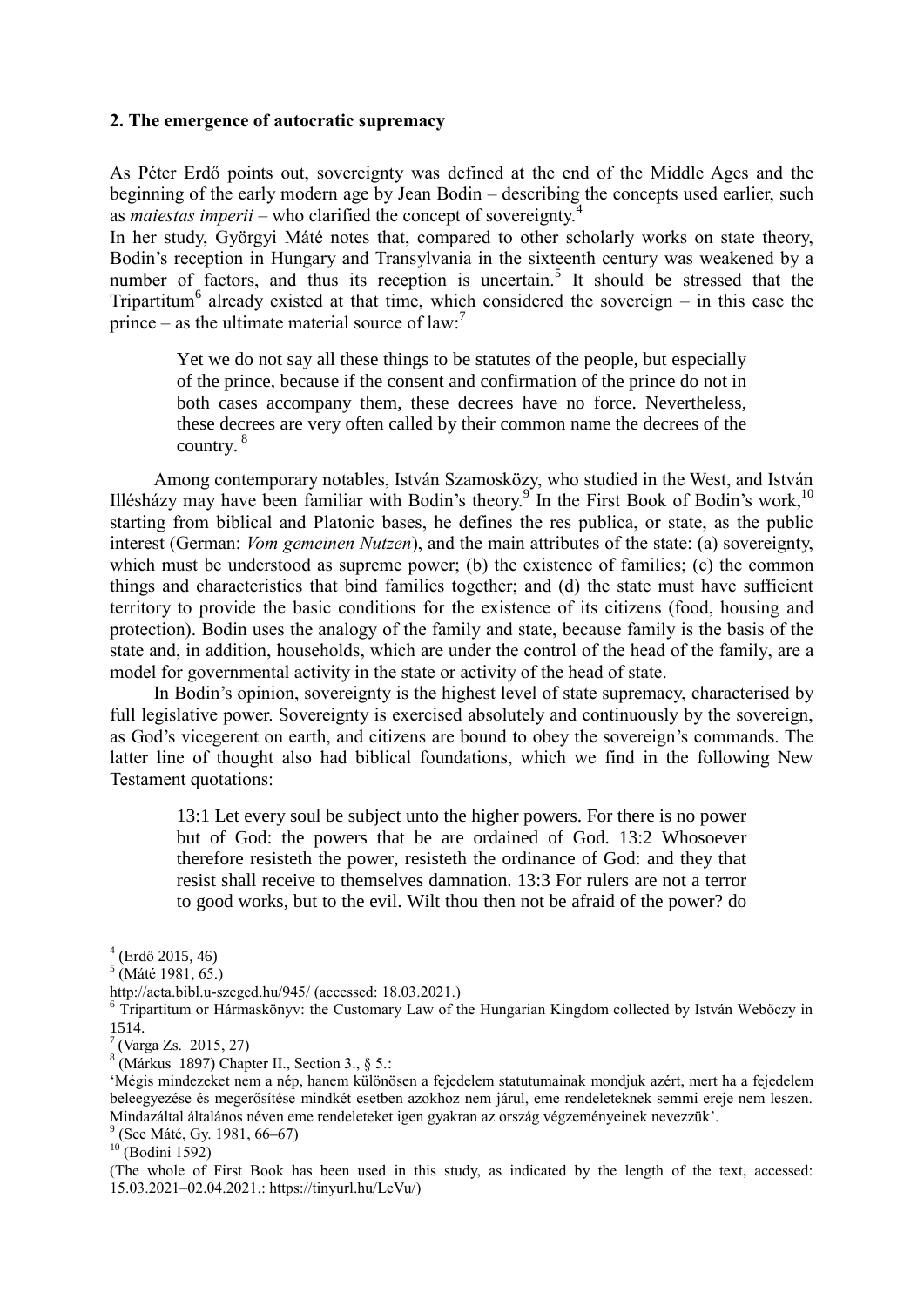## 2. The emergence of autocratic supremacy

As Péter Erdő points out, sovereignty was defined at the end of the Middle Ages and the beginning of the early modern age by Jean Bodin – describing the concepts used earlier, such as *maiestas imperii* – who clarified the concept of sovereignty.[4]

In her study, Györgyi Máté notes that, compared to other scholarly works on state theory, Bodin's reception in Hungary and Transylvania in the sixteenth century was weakened by a number of factors, and thus its reception is uncertain.[5] It should be stressed that the Tripartitum[6] already existed at that time, which considered the sovereign – in this case the prince – as the ultimate material source of law:[7]

> Yet we do not say all these things to be statutes of the people, but especially of the prince, because if the consent and confirmation of the prince do not in both cases accompany them, these decrees have no force. Nevertheless, these decrees are very often called by their common name the decrees of the country. [8]

Among contemporary notables, István Szamosközy, who studied in the West, and István Illésházy may have been familiar with Bodin's theory.[9] In the First Book of Bodin's work,[10] starting from biblical and Platonic bases, he defines the res publica, or state, as the public interest (German: *Vom gemeinen Nutzen*), and the main attributes of the state: (a) sovereignty, which must be understood as supreme power; (b) the existence of families; (c) the common things and characteristics that bind families together; and (d) the state must have sufficient territory to provide the basic conditions for the existence of its citizens (food, housing and protection). Bodin uses the analogy of the family and state, because family is the basis of the state and, in addition, households, which are under the control of the head of the family, are a model for governmental activity in the state or activity of the head of state.

In Bodin's opinion, sovereignty is the highest level of state supremacy, characterised by full legislative power. Sovereignty is exercised absolutely and continuously by the sovereign, as God's vicegerent on earth, and citizens are bound to obey the sovereign's commands. The latter line of thought also had biblical foundations, which we find in the following New Testament quotations:

> 13:1 Let every soul be subject unto the higher powers. For there is no power but of God: the powers that be are ordained of God. 13:2 Whosoever therefore resisteth the power, resisteth the ordinance of God: and they that resist shall receive to themselves damnation. 13:3 For rulers are not a terror to good works, but to the evil. Wilt thou then not be afraid of the power? do

---

[4] (Erdő 2015, 46)

[5] (Máté 1981, 65.)
http://acta.bibl.u-szeged.hu/945/ (accessed: 18.03.2021.)

[6] Tripartitum or Hármaskönyv: the Customary Law of the Hungarian Kingdom collected by István Werbőczy in 1514.

[7] (Varga Zs. 2015, 27)

[8] (Márkus 1897) Chapter II., Section 3., § 5.:
'Mégis mindezeket nem a nép, hanem különösen a fejedelem statutumainak mondjuk azért, mert ha a fejedelem beleegyezése és megerősítése mindkét esetben azokhoz nem járul, eme rendeleteknek semmi ereje nem leszen. Mindazáltal általános néven eme rendeleteket igen gyakran az ország végzeményeinek nevezzük'.

[9] (See Máté, Gy. 1981, 66–67)

[10] (Bodini 1592)
(The whole of First Book has been used in this study, as indicated by the length of the text, accessed: 15.03.2021–02.04.2021.: https://tinyurl.hu/LeVu/)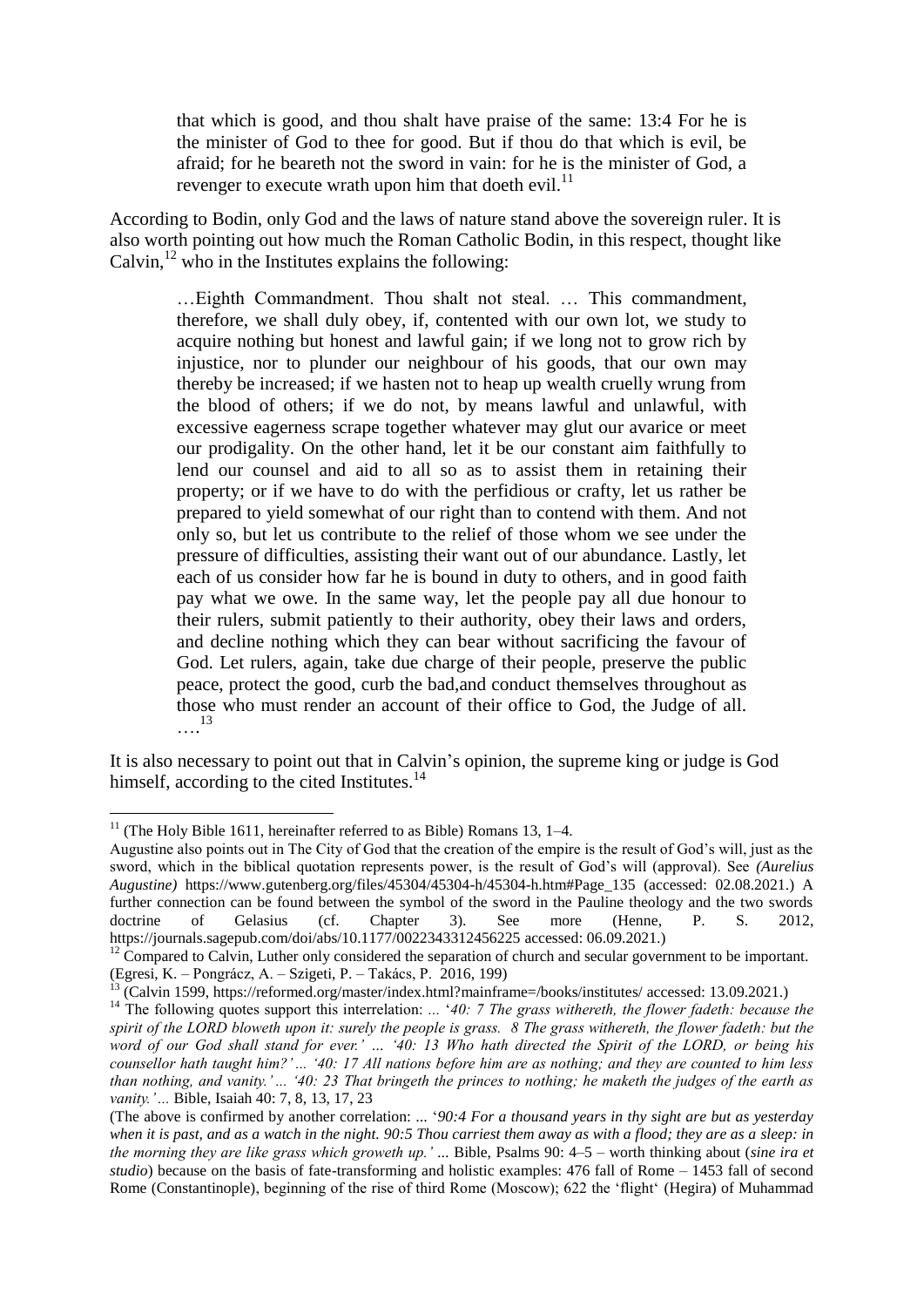> that which is good, and thou shalt have praise of the same: 13:4 For he is the minister of God to thee for good. But if thou do that which is evil, be afraid; for he beareth not the sword in vain: for he is the minister of God, a revenger to execute wrath upon him that doeth evil.[11]

According to Bodin, only God and the laws of nature stand above the sovereign ruler. It is also worth pointing out how much the Roman Catholic Bodin, in this respect, thought like Calvin,[12] who in the Institutes explains the following:

> …Eighth Commandment. Thou shalt not steal. … This commandment, therefore, we shall duly obey, if, contented with our own lot, we study to acquire nothing but honest and lawful gain; if we long not to grow rich by injustice, nor to plunder our neighbour of his goods, that our own may thereby be increased; if we hasten not to heap up wealth cruelly wrung from the blood of others; if we do not, by means lawful and unlawful, with excessive eagerness scrape together whatever may glut our avarice or meet our prodigality. On the other hand, let it be our constant aim faithfully to lend our counsel and aid to all so as to assist them in retaining their property; or if we have to do with the perfidious or crafty, let us rather be prepared to yield somewhat of our right than to contend with them. And not only so, but let us contribute to the relief of those whom we see under the pressure of difficulties, assisting their want out of our abundance. Lastly, let each of us consider how far he is bound in duty to others, and in good faith pay what we owe. In the same way, let the people pay all due honour to their rulers, submit patiently to their authority, obey their laws and orders, and decline nothing which they can bear without sacrificing the favour of God. Let rulers, again, take due charge of their people, preserve the public peace, protect the good, curb the bad,and conduct themselves throughout as those who must render an account of their office to God, the Judge of all. ….[13]

It is also necessary to point out that in Calvin's opinion, the supreme king or judge is God himself, according to the cited Institutes.[14]

---

[11] (The Holy Bible 1611, hereinafter referred to as Bible) Romans 13, 1–4.

Augustine also points out in The City of God that the creation of the empire is the result of God's will, just as the sword, which in the biblical quotation represents power, is the result of God's will (approval). See *(Aurelius Augustine)* https://www.gutenberg.org/files/45304/45304-h/45304-h.htm#Page_135 (accessed: 02.08.2021.) A further connection can be found between the symbol of the sword in the Pauline theology and the two swords doctrine of Gelasius (cf. Chapter 3). See more (Henne, P. S. 2012, https://journals.sagepub.com/doi/abs/10.1177/0022343312456225 accessed: 06.09.2021.)

[12] Compared to Calvin, Luther only considered the separation of church and secular government to be important. (Egresi, K. – Pongrácz, A. – Szigeti, P. – Takács, P. 2016, 199)

[13] (Calvin 1599, https://reformed.org/master/index.html?mainframe=/books/institutes/ accessed: 13.09.2021.)

[14] The following quotes support this interrelation: *…* '*40: 7 The grass withereth, the flower fadeth: because the spirit of the LORD bloweth upon it: surely the people is grass. 8 The grass withereth, the flower fadeth: but the word of our God shall stand for ever.' … '40: 13 Who hath directed the Spirit of the LORD, or being his counsellor hath taught him?' … '40: 17 All nations before him are as nothing; and they are counted to him less than nothing, and vanity.' … '40: 23 That bringeth the princes to nothing; he maketh the judges of the earth as vanity.'…* Bible, Isaiah 40: 7, 8, 13, 17, 23

(The above is confirmed by another correlation: ... '*90:4 For a thousand years in thy sight are but as yesterday when it is past, and as a watch in the night. 90:5 Thou carriest them away as with a flood; they are as a sleep: in the morning they are like grass which groweth up.'* ... Bible, Psalms 90: 4–5 – worth thinking about (*sine ira et studio*) because on the basis of fate-transforming and holistic examples: 476 fall of Rome – 1453 fall of second Rome (Constantinople), beginning of the rise of third Rome (Moscow); 622 the 'flight' (Hegira) of Muhammad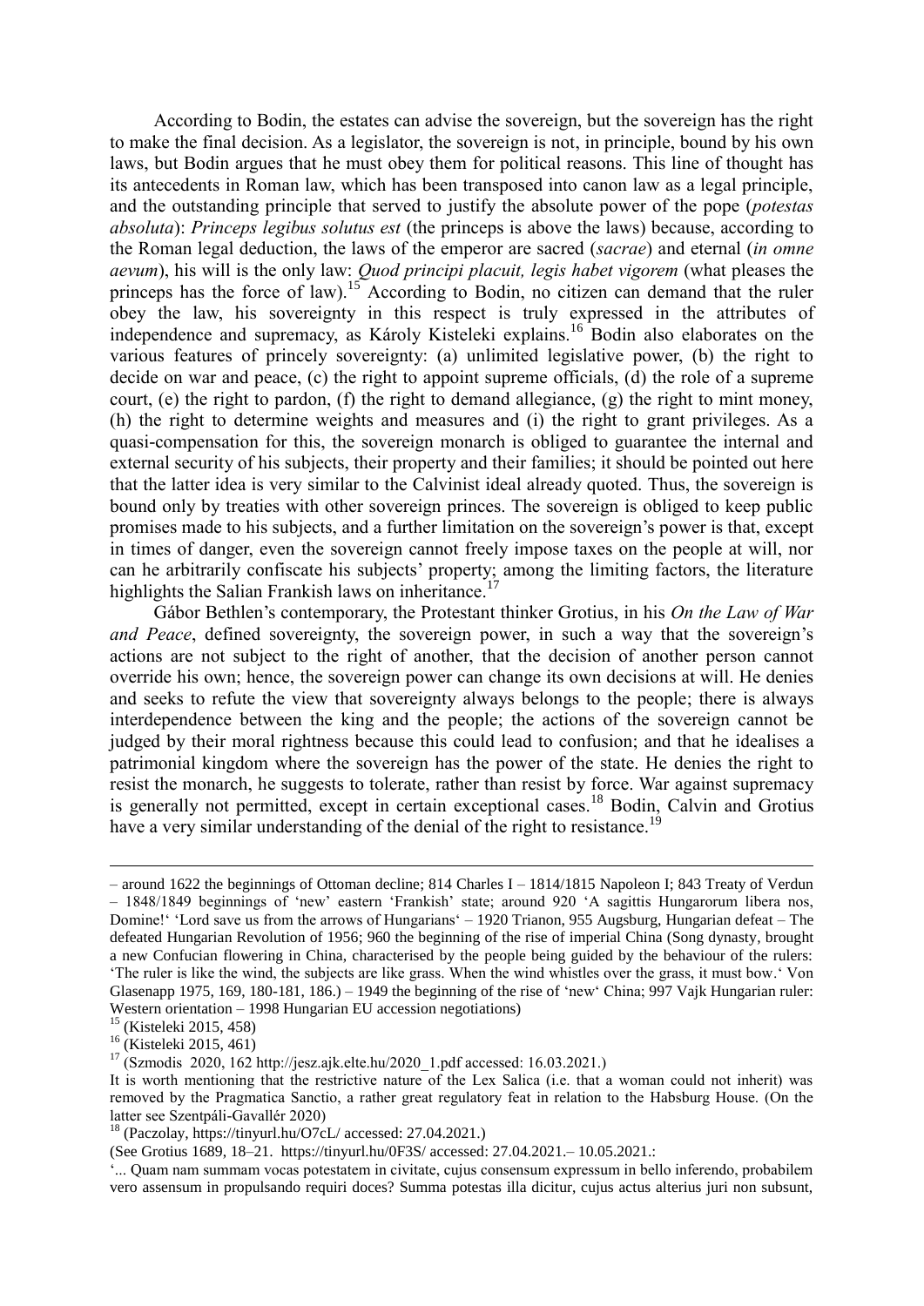According to Bodin, the estates can advise the sovereign, but the sovereign has the right to make the final decision. As a legislator, the sovereign is not, in principle, bound by his own laws, but Bodin argues that he must obey them for political reasons. This line of thought has its antecedents in Roman law, which has been transposed into canon law as a legal principle, and the outstanding principle that served to justify the absolute power of the pope (*potestas absoluta*): *Princeps legibus solutus est* (the princeps is above the laws) because, according to the Roman legal deduction, the laws of the emperor are sacred (*sacrae*) and eternal (*in omne aevum*), his will is the only law: *Quod principi placuit, legis habet vigorem* (what pleases the princeps has the force of law).[15] According to Bodin, no citizen can demand that the ruler obey the law, his sovereignty in this respect is truly expressed in the attributes of independence and supremacy, as Károly Kisteleki explains.[16] Bodin also elaborates on the various features of princely sovereignty: (a) unlimited legislative power, (b) the right to decide on war and peace, (c) the right to appoint supreme officials, (d) the role of a supreme court, (e) the right to pardon, (f) the right to demand allegiance, (g) the right to mint money, (h) the right to determine weights and measures and (i) the right to grant privileges. As a quasi-compensation for this, the sovereign monarch is obliged to guarantee the internal and external security of his subjects, their property and their families; it should be pointed out here that the latter idea is very similar to the Calvinist ideal already quoted. Thus, the sovereign is bound only by treaties with other sovereign princes. The sovereign is obliged to keep public promises made to his subjects, and a further limitation on the sovereign's power is that, except in times of danger, even the sovereign cannot freely impose taxes on the people at will, nor can he arbitrarily confiscate his subjects' property; among the limiting factors, the literature highlights the Salian Frankish laws on inheritance.[17]

Gábor Bethlen's contemporary, the Protestant thinker Grotius, in his *On the Law of War and Peace*, defined sovereignty, the sovereign power, in such a way that the sovereign's actions are not subject to the right of another, that the decision of another person cannot override his own; hence, the sovereign power can change its own decisions at will. He denies and seeks to refute the view that sovereignty always belongs to the people; there is always interdependence between the king and the people; the actions of the sovereign cannot be judged by their moral rightness because this could lead to confusion; and that he idealises a patrimonial kingdom where the sovereign has the power of the state. He denies the right to resist the monarch, he suggests to tolerate, rather than resist by force. War against supremacy is generally not permitted, except in certain exceptional cases.[18] Bodin, Calvin and Grotius have a very similar understanding of the denial of the right to resistance.[19]

---

– around 1622 the beginnings of Ottoman decline; 814 Charles I – 1814/1815 Napoleon I; 843 Treaty of Verdun – 1848/1849 beginnings of 'new' eastern 'Frankish' state; around 920 'A sagittis Hungarorum libera nos, Domine!' 'Lord save us from the arrows of Hungarians' – 1920 Trianon, 955 Augsburg, Hungarian defeat – The defeated Hungarian Revolution of 1956; 960 the beginning of the rise of imperial China (Song dynasty, brought a new Confucian flowering in China, characterised by the people being guided by the behaviour of the rulers: 'The ruler is like the wind, the subjects are like grass. When the wind whistles over the grass, it must bow.' Von Glasenapp 1975, 169, 180-181, 186.) – 1949 the beginning of the rise of 'new' China; 997 Vajk Hungarian ruler: Western orientation – 1998 Hungarian EU accession negotiations)

[15] (Kisteleki 2015, 458)

[16] (Kisteleki 2015, 461)

[17] (Szmodis 2020, 162 http://jesz.ajk.elte.hu/2020_1.pdf accessed: 16.03.2021.)

It is worth mentioning that the restrictive nature of the Lex Salica (i.e. that a woman could not inherit) was removed by the Pragmatica Sanctio, a rather great regulatory feat in relation to the Habsburg House. (On the latter see Szentpáli-Gavallér 2020)

[18] (Paczolay, https://tinyurl.hu/O7cL/ accessed: 27.04.2021.)

(See Grotius 1689, 18–21. https://tinyurl.hu/0F3S/ accessed: 27.04.2021.– 10.05.2021.:

'... Quam nam summam vocas potestatem in civitate, cujus consensum expressum in bello inferendo, probabilem vero assensum in propulsando requiri doces? Summa potestas illa dicitur, cujus actus alterius juri non subsunt,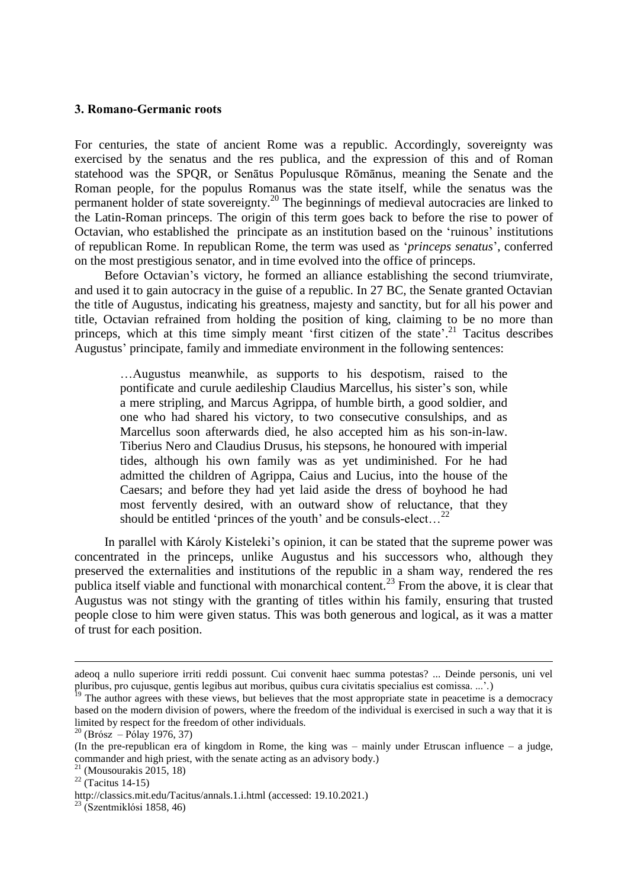### 3. Romano-Germanic roots

For centuries, the state of ancient Rome was a republic. Accordingly, sovereignty was exercised by the senatus and the res publica, and the expression of this and of Roman statehood was the SPQR, or Senātus Populusque Rōmānus, meaning the Senate and the Roman people, for the populus Romanus was the state itself, while the senatus was the permanent holder of state sovereignty.[20] The beginnings of medieval autocracies are linked to the Latin-Roman princeps. The origin of this term goes back to before the rise to power of Octavian, who established the principate as an institution based on the 'ruinous' institutions of republican Rome. In republican Rome, the term was used as '*princeps senatus*', conferred on the most prestigious senator, and in time evolved into the office of princeps.

Before Octavian's victory, he formed an alliance establishing the second triumvirate, and used it to gain autocracy in the guise of a republic. In 27 BC, the Senate granted Octavian the title of Augustus, indicating his greatness, majesty and sanctity, but for all his power and title, Octavian refrained from holding the position of king, claiming to be no more than princeps, which at this time simply meant 'first citizen of the state'.[21] Tacitus describes Augustus' principate, family and immediate environment in the following sentences:

> …Augustus meanwhile, as supports to his despotism, raised to the pontificate and curule aedileship Claudius Marcellus, his sister's son, while a mere stripling, and Marcus Agrippa, of humble birth, a good soldier, and one who had shared his victory, to two consecutive consulships, and as Marcellus soon afterwards died, he also accepted him as his son-in-law. Tiberius Nero and Claudius Drusus, his stepsons, he honoured with imperial tides, although his own family was as yet undiminished. For he had admitted the children of Agrippa, Caius and Lucius, into the house of the Caesars; and before they had yet laid aside the dress of boyhood he had most fervently desired, with an outward show of reluctance, that they should be entitled 'princes of the youth' and be consuls-elect…[22]

In parallel with Károly Kisteleki's opinion, it can be stated that the supreme power was concentrated in the princeps, unlike Augustus and his successors who, although they preserved the externalities and institutions of the republic in a sham way, rendered the res publica itself viable and functional with monarchical content.[23] From the above, it is clear that Augustus was not stingy with the granting of titles within his family, ensuring that trusted people close to him were given status. This was both generous and logical, as it was a matter of trust for each position.

---

adeoq a nullo superiore irriti reddi possunt. Cui convenit haec summa potestas? ... Deinde personis, uni vel pluribus, pro cujusque, gentis legibus aut moribus, quibus cura civitatis specialius est comissa. ...'.)

[19] The author agrees with these views, but believes that the most appropriate state in peacetime is a democracy based on the modern division of powers, where the freedom of the individual is exercised in such a way that it is limited by respect for the freedom of other individuals.

[20] (Brósz – Pólay 1976, 37)

(In the pre-republican era of kingdom in Rome, the king was – mainly under Etruscan influence – a judge, commander and high priest, with the senate acting as an advisory body.)

[21] (Mousourakis 2015, 18)

[22] (Tacitus 14-15)

http://classics.mit.edu/Tacitus/annals.1.i.html (accessed: 19.10.2021.)

[23] (Szentmiklósi 1858, 46)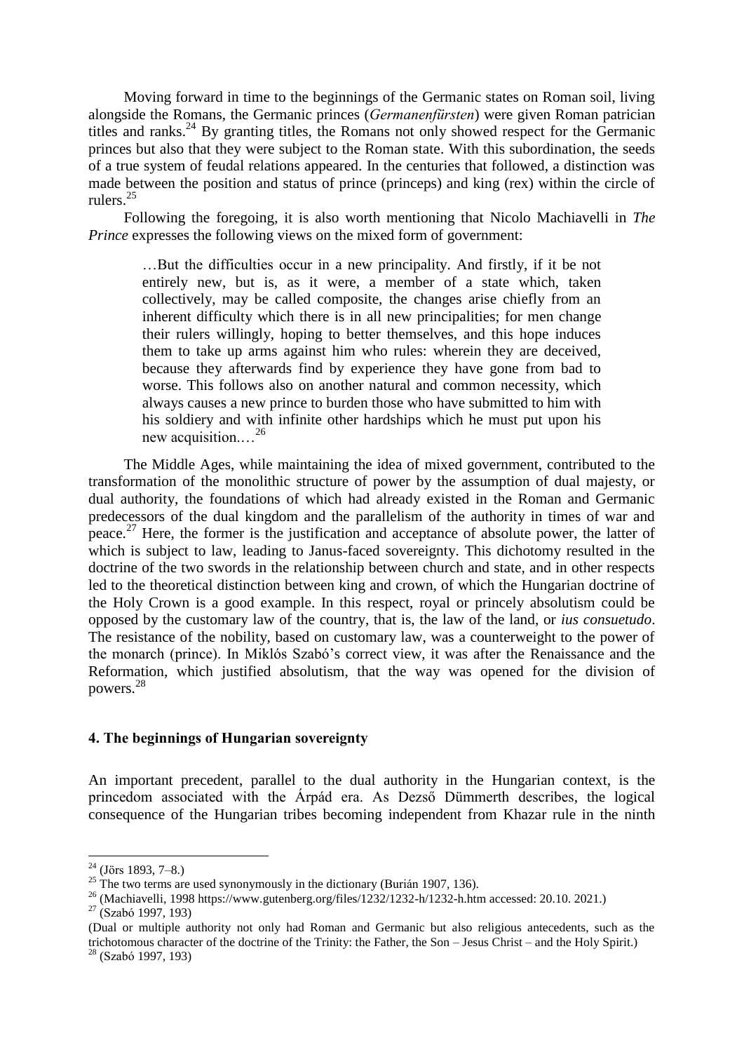Moving forward in time to the beginnings of the Germanic states on Roman soil, living alongside the Romans, the Germanic princes (*Germanenfürsten*) were given Roman patrician titles and ranks.[24] By granting titles, the Romans not only showed respect for the Germanic princes but also that they were subject to the Roman state. With this subordination, the seeds of a true system of feudal relations appeared. In the centuries that followed, a distinction was made between the position and status of prince (princeps) and king (rex) within the circle of rulers.[25]

Following the foregoing, it is also worth mentioning that Nicolo Machiavelli in *The Prince* expresses the following views on the mixed form of government:

> …But the difficulties occur in a new principality. And firstly, if it be not entirely new, but is, as it were, a member of a state which, taken collectively, may be called composite, the changes arise chiefly from an inherent difficulty which there is in all new principalities; for men change their rulers willingly, hoping to better themselves, and this hope induces them to take up arms against him who rules: wherein they are deceived, because they afterwards find by experience they have gone from bad to worse. This follows also on another natural and common necessity, which always causes a new prince to burden those who have submitted to him with his soldiery and with infinite other hardships which he must put upon his new acquisition.…[26]

The Middle Ages, while maintaining the idea of mixed government, contributed to the transformation of the monolithic structure of power by the assumption of dual majesty, or dual authority, the foundations of which had already existed in the Roman and Germanic predecessors of the dual kingdom and the parallelism of the authority in times of war and peace.[27] Here, the former is the justification and acceptance of absolute power, the latter of which is subject to law, leading to Janus-faced sovereignty. This dichotomy resulted in the doctrine of the two swords in the relationship between church and state, and in other respects led to the theoretical distinction between king and crown, of which the Hungarian doctrine of the Holy Crown is a good example. In this respect, royal or princely absolutism could be opposed by the customary law of the country, that is, the law of the land, or *ius consuetudo*. The resistance of the nobility, based on customary law, was a counterweight to the power of the monarch (prince). In Miklós Szabó's correct view, it was after the Renaissance and the Reformation, which justified absolutism, that the way was opened for the division of powers.[28]

## 4. The beginnings of Hungarian sovereignty

An important precedent, parallel to the dual authority in the Hungarian context, is the princedom associated with the Árpád era. As Dezső Dümmerth describes, the logical consequence of the Hungarian tribes becoming independent from Khazar rule in the ninth

---

[24] (Jörs 1893, 7–8.)

[25] The two terms are used synonymously in the dictionary (Burián 1907, 136).

[26] (Machiavelli, 1998 https://www.gutenberg.org/files/1232/1232-h/1232-h.htm accessed: 20.10. 2021.)

[27] (Szabó 1997, 193)

(Dual or multiple authority not only had Roman and Germanic but also religious antecedents, such as the trichotomous character of the doctrine of the Trinity: the Father, the Son – Jesus Christ – and the Holy Spirit.)

[28] (Szabó 1997, 193)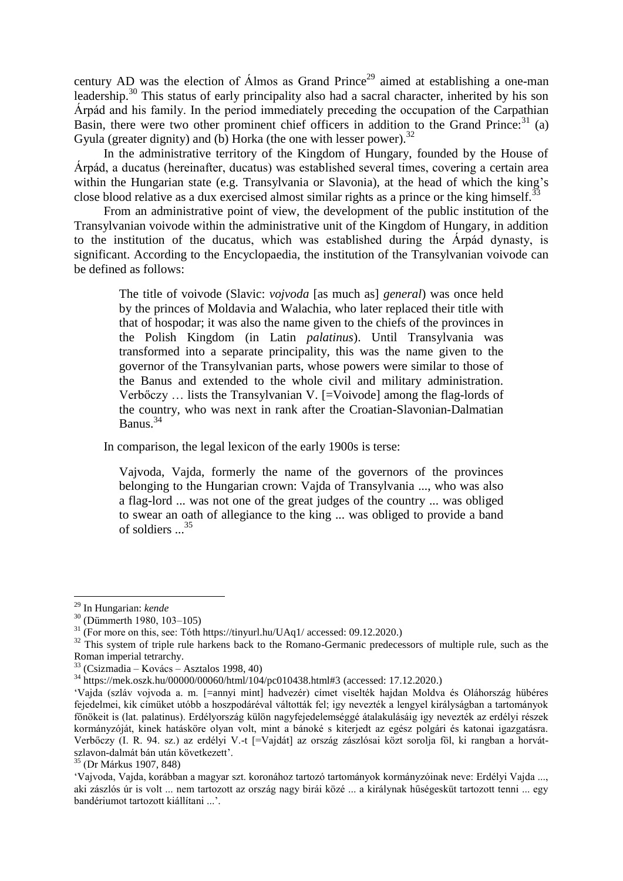century AD was the election of Álmos as Grand Prince[29] aimed at establishing a one-man leadership.[30] This status of early principality also had a sacral character, inherited by his son Árpád and his family. In the period immediately preceding the occupation of the Carpathian Basin, there were two other prominent chief officers in addition to the Grand Prince:[31] (a) Gyula (greater dignity) and (b) Horka (the one with lesser power).[32]

In the administrative territory of the Kingdom of Hungary, founded by the House of Árpád, a ducatus (hereinafter, ducatus) was established several times, covering a certain area within the Hungarian state (e.g. Transylvania or Slavonia), at the head of which the king's close blood relative as a dux exercised almost similar rights as a prince or the king himself.[33]

From an administrative point of view, the development of the public institution of the Transylvanian voivode within the administrative unit of the Kingdom of Hungary, in addition to the institution of the ducatus, which was established during the Árpád dynasty, is significant. According to the Encyclopaedia, the institution of the Transylvanian voivode can be defined as follows:

> The title of voivode (Slavic: *vojvoda* [as much as] *general*) was once held by the princes of Moldavia and Walachia, who later replaced their title with that of hospodar; it was also the name given to the chiefs of the provinces in the Polish Kingdom (in Latin *palatinus*). Until Transylvania was transformed into a separate principality, this was the name given to the governor of the Transylvanian parts, whose powers were similar to those of the Banus and extended to the whole civil and military administration. Verbőczy … lists the Transylvanian V. [=Voivode] among the flag-lords of the country, who was next in rank after the Croatian-Slavonian-Dalmatian Banus.[34]

In comparison, the legal lexicon of the early 1900s is terse:

> Vajvoda, Vajda, formerly the name of the governors of the provinces belonging to the Hungarian crown: Vajda of Transylvania ..., who was also a flag-lord ... was not one of the great judges of the country ... was obliged to swear an oath of allegiance to the king ... was obliged to provide a band of soldiers ...[35]

---

[29] In Hungarian: *kende*

[30] (Dümmerth 1980, 103–105)

[31] (For more on this, see: Tóth https://tinyurl.hu/UAq1/ accessed: 09.12.2020.)

[32] This system of triple rule harkens back to the Romano-Germanic predecessors of multiple rule, such as the Roman imperial tetrarchy.

[33] (Csizmadia – Kovács – Asztalos 1998, 40)

[34] https://mek.oszk.hu/00000/00060/html/104/pc010438.html#3 (accessed: 17.12.2020.)

'Vajda (szláv vojvoda a. m. [=annyi mint] hadvezér) címet viselték hajdan Moldva és Oláhország hűbéres fejedelmei, kik címüket utóbb a hoszpodáréval váltották fel; igy nevezték a lengyel királyságban a tartományok főnökeit is (lat. palatinus). Erdélyország külön nagyfejedelemséggé átalakulásáig igy nevezték az erdélyi részek kormányzóját, kinek hatásköre olyan volt, mint a bánoké s kiterjedt az egész polgári és katonai igazgatásra. Verbőczy (I. R. 94. sz.) az erdélyi V.-t [=Vajdát] az ország zászlósai közt sorolja föl, ki rangban a horvát-szlavon-dalmát bán után következett'.

[35] (Dr Márkus 1907, 848)

'Vajvoda, Vajda, korábban a magyar szt. koronához tartozó tartományok kormányzóinak neve: Erdélyi Vajda ..., aki zászlós úr is volt ... nem tartozott az ország nagy birái közé ... a királynak hűségeskü tartozott tenni ... egy bandériumot tartozott kiállítani ...'.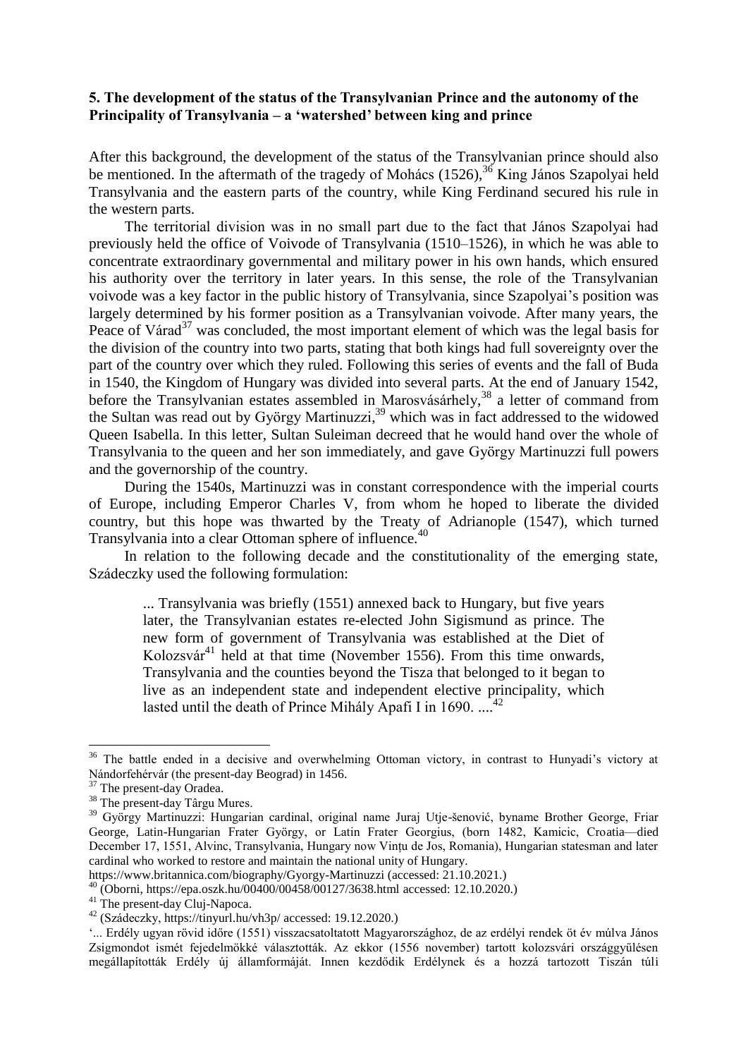**5. The development of the status of the Transylvanian Prince and the autonomy of the Principality of Transylvania – a 'watershed' between king and prince**

After this background, the development of the status of the Transylvanian prince should also be mentioned. In the aftermath of the tragedy of Mohács (1526),[36] King János Szapolyai held Transylvania and the eastern parts of the country, while King Ferdinand secured his rule in the western parts.

The territorial division was in no small part due to the fact that János Szapolyai had previously held the office of Voivode of Transylvania (1510–1526), in which he was able to concentrate extraordinary governmental and military power in his own hands, which ensured his authority over the territory in later years. In this sense, the role of the Transylvanian voivode was a key factor in the public history of Transylvania, since Szapolyai's position was largely determined by his former position as a Transylvanian voivode. After many years, the Peace of Várad[37] was concluded, the most important element of which was the legal basis for the division of the country into two parts, stating that both kings had full sovereignty over the part of the country over which they ruled. Following this series of events and the fall of Buda in 1540, the Kingdom of Hungary was divided into several parts. At the end of January 1542, before the Transylvanian estates assembled in Marosvásárhely,[38] a letter of command from the Sultan was read out by György Martinuzzi,[39] which was in fact addressed to the widowed Queen Isabella. In this letter, Sultan Suleiman decreed that he would hand over the whole of Transylvania to the queen and her son immediately, and gave György Martinuzzi full powers and the governorship of the country.

During the 1540s, Martinuzzi was in constant correspondence with the imperial courts of Europe, including Emperor Charles V, from whom he hoped to liberate the divided country, but this hope was thwarted by the Treaty of Adrianople (1547), which turned Transylvania into a clear Ottoman sphere of influence.[40]

In relation to the following decade and the constitutionality of the emerging state, Szádeczky used the following formulation:

> ... Transylvania was briefly (1551) annexed back to Hungary, but five years later, the Transylvanian estates re-elected John Sigismund as prince. The new form of government of Transylvania was established at the Diet of Kolozsvár[41] held at that time (November 1556). From this time onwards, Transylvania and the counties beyond the Tisza that belonged to it began to live as an independent state and independent elective principality, which lasted until the death of Prince Mihály Apafi I in 1690. ....[42]

---

[36] The battle ended in a decisive and overwhelming Ottoman victory, in contrast to Hunyadi's victory at Nándorfehérvár (the present-day Beograd) in 1456.

[37] The present-day Oradea.

[38] The present-day Târgu Mures.

[39] György Martinuzzi: Hungarian cardinal, original name Juraj Utje-šenović, byname Brother George, Friar George, Latin-Hungarian Frater György, or Latin Frater Georgius, (born 1482, Kamicic, Croatia—died December 17, 1551, Alvinc, Transylvania, Hungary now Vințu de Jos, Romania), Hungarian statesman and later cardinal who worked to restore and maintain the national unity of Hungary. https://www.britannica.com/biography/Gyorgy-Martinuzzi (accessed: 21.10.2021.)

[40] (Oborni, https://epa.oszk.hu/00400/00458/00127/3638.html accessed: 12.10.2020.)

[41] The present-day Cluj-Napoca.

[42] (Szádeczky, https://tinyurl.hu/vh3p/ accessed: 19.12.2020.)

'... Erdély ugyan rövid időre (1551) visszacsatoltatott Magyarországhoz, de az erdélyi rendek öt év múlva János Zsigmondot ismét fejedelmökké választották. Az ekkor (1556 november) tartott kolozsvári országgyűlésen megállapították Erdély új államformáját. Innen kezdődik Erdélynek és a hozzá tartozott Tiszán túli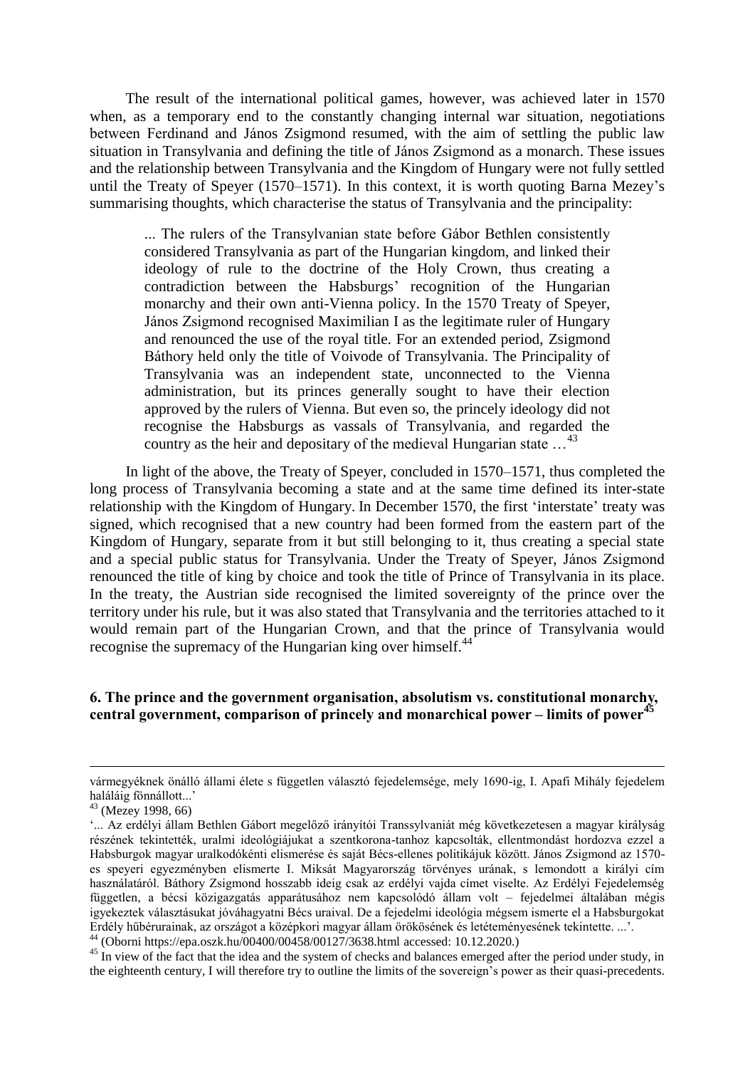The result of the international political games, however, was achieved later in 1570 when, as a temporary end to the constantly changing internal war situation, negotiations between Ferdinand and János Zsigmond resumed, with the aim of settling the public law situation in Transylvania and defining the title of János Zsigmond as a monarch. These issues and the relationship between Transylvania and the Kingdom of Hungary were not fully settled until the Treaty of Speyer (1570–1571). In this context, it is worth quoting Barna Mezey's summarising thoughts, which characterise the status of Transylvania and the principality:

> ... The rulers of the Transylvanian state before Gábor Bethlen consistently considered Transylvania as part of the Hungarian kingdom, and linked their ideology of rule to the doctrine of the Holy Crown, thus creating a contradiction between the Habsburgs' recognition of the Hungarian monarchy and their own anti-Vienna policy. In the 1570 Treaty of Speyer, János Zsigmond recognised Maximilian I as the legitimate ruler of Hungary and renounced the use of the royal title. For an extended period, Zsigmond Báthory held only the title of Voivode of Transylvania. The Principality of Transylvania was an independent state, unconnected to the Vienna administration, but its princes generally sought to have their election approved by the rulers of Vienna. But even so, the princely ideology did not recognise the Habsburgs as vassals of Transylvania, and regarded the country as the heir and depositary of the medieval Hungarian state …[43]

In light of the above, the Treaty of Speyer, concluded in 1570–1571, thus completed the long process of Transylvania becoming a state and at the same time defined its inter-state relationship with the Kingdom of Hungary. In December 1570, the first 'interstate' treaty was signed, which recognised that a new country had been formed from the eastern part of the Kingdom of Hungary, separate from it but still belonging to it, thus creating a special state and a special public status for Transylvania. Under the Treaty of Speyer, János Zsigmond renounced the title of king by choice and took the title of Prince of Transylvania in its place. In the treaty, the Austrian side recognised the limited sovereignty of the prince over the territory under his rule, but it was also stated that Transylvania and the territories attached to it would remain part of the Hungarian Crown, and that the prince of Transylvania would recognise the supremacy of the Hungarian king over himself.[44]

## 6. The prince and the government organisation, absolutism vs. constitutional monarchy, central government, comparison of princely and monarchical power – limits of power[45]

---

vármegyéknek önálló állami élete s független választó fejedelemsége, mely 1690-ig, I. Apafi Mihály fejedelem haláláig fönnállott...'

[43] (Mezey 1998, 66)

'... Az erdélyi állam Bethlen Gábort megelőző irányítói Transsylvaniát még következetesen a magyar királyság részének tekintették, uralmi ideológiájukat a szentkorona-tanhoz kapcsolták, ellentmondást hordozva ezzel a Habsburgok magyar uralkodókénti elismerése és saját Bécs-ellenes politikájuk között. János Zsigmond az 1570-es speyeri egyezményben elismerte I. Miksát Magyarország törvényes urának, s lemondott a királyi cím használatáról. Báthory Zsigmond hosszabb ideig csak az erdélyi vajda címet viselte. Az Erdélyi Fejedelemség független, a bécsi közigazgatás apparátusához nem kapcsolódó állam volt – fejedelmei általában mégis igyekeztek választásukat jóváhagyatni Bécs uraival. De a fejedelmi ideológia mégsem ismerte el a Habsburgokat Erdély hűbérurainak, az országot a középkori magyar állam örökösének és letéteményesének tekintette. ...'.

[44] (Oborni https://epa.oszk.hu/00400/00458/00127/3638.html accessed: 10.12.2020.)

[45] In view of the fact that the idea and the system of checks and balances emerged after the period under study, in the eighteenth century, I will therefore try to outline the limits of the sovereign's power as their quasi-precedents.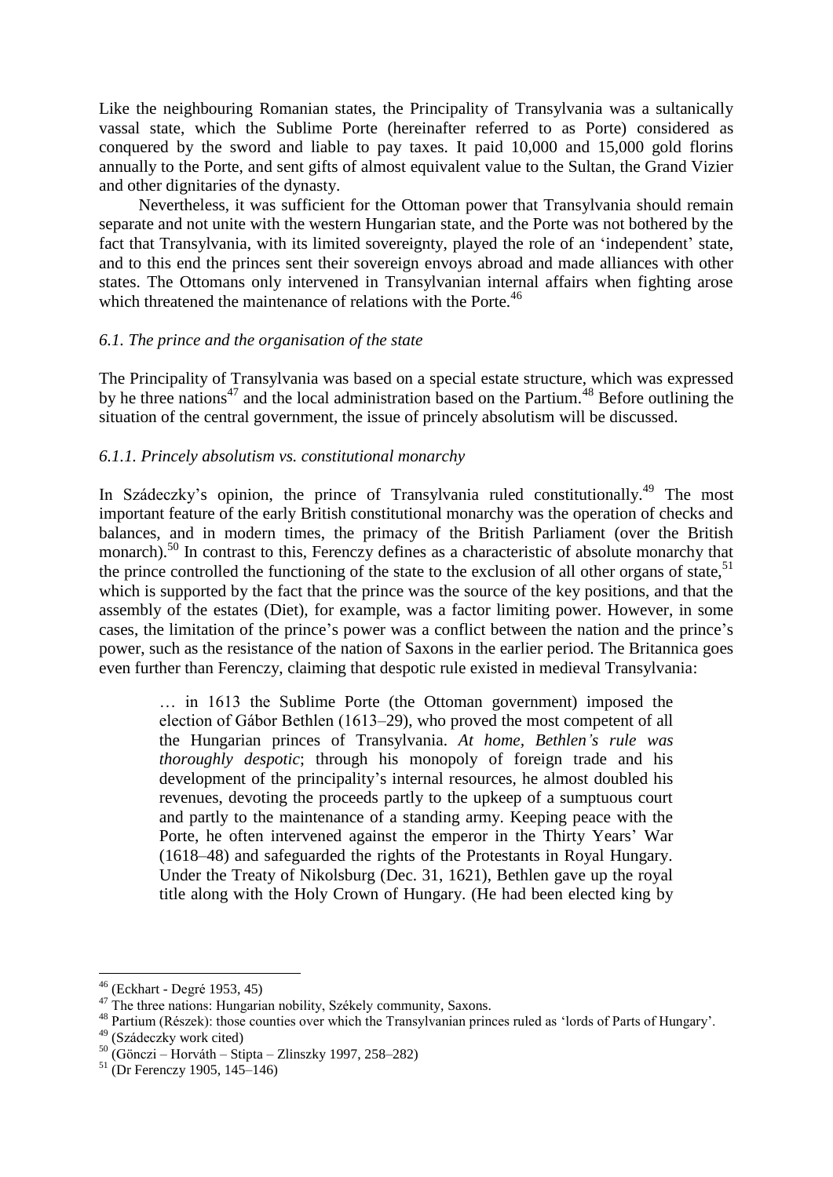Like the neighbouring Romanian states, the Principality of Transylvania was a sultanically vassal state, which the Sublime Porte (hereinafter referred to as Porte) considered as conquered by the sword and liable to pay taxes. It paid 10,000 and 15,000 gold florins annually to the Porte, and sent gifts of almost equivalent value to the Sultan, the Grand Vizier and other dignitaries of the dynasty.

Nevertheless, it was sufficient for the Ottoman power that Transylvania should remain separate and not unite with the western Hungarian state, and the Porte was not bothered by the fact that Transylvania, with its limited sovereignty, played the role of an 'independent' state, and to this end the princes sent their sovereign envoys abroad and made alliances with other states. The Ottomans only intervened in Transylvanian internal affairs when fighting arose which threatened the maintenance of relations with the Porte.[46]

### *6.1. The prince and the organisation of the state*

The Principality of Transylvania was based on a special estate structure, which was expressed by he three nations[47] and the local administration based on the Partium.[48] Before outlining the situation of the central government, the issue of princely absolutism will be discussed.

#### *6.1.1. Princely absolutism vs. constitutional monarchy*

In Szádeczky's opinion, the prince of Transylvania ruled constitutionally.[49] The most important feature of the early British constitutional monarchy was the operation of checks and balances, and in modern times, the primacy of the British Parliament (over the British monarch).[50] In contrast to this, Ferenczy defines as a characteristic of absolute monarchy that the prince controlled the functioning of the state to the exclusion of all other organs of state,[51] which is supported by the fact that the prince was the source of the key positions, and that the assembly of the estates (Diet), for example, was a factor limiting power. However, in some cases, the limitation of the prince's power was a conflict between the nation and the prince's power, such as the resistance of the nation of Saxons in the earlier period. The Britannica goes even further than Ferenczy, claiming that despotic rule existed in medieval Transylvania:

> … in 1613 the Sublime Porte (the Ottoman government) imposed the election of Gábor Bethlen (1613–29), who proved the most competent of all the Hungarian princes of Transylvania. *At home, Bethlen's rule was thoroughly despotic*; through his monopoly of foreign trade and his development of the principality's internal resources, he almost doubled his revenues, devoting the proceeds partly to the upkeep of a sumptuous court and partly to the maintenance of a standing army. Keeping peace with the Porte, he often intervened against the emperor in the Thirty Years' War (1618–48) and safeguarded the rights of the Protestants in Royal Hungary. Under the Treaty of Nikolsburg (Dec. 31, 1621), Bethlen gave up the royal title along with the Holy Crown of Hungary. (He had been elected king by

---

[46] (Eckhart - Degré 1953, 45)

[47] The three nations: Hungarian nobility, Székely community, Saxons.

[48] Partium (Részek): those counties over which the Transylvanian princes ruled as 'lords of Parts of Hungary'.

[49] (Szádeczky work cited)

[50] (Gönczi – Horváth – Stipta – Zlinszky 1997, 258–282)

[51] (Dr Ferenczy 1905, 145–146)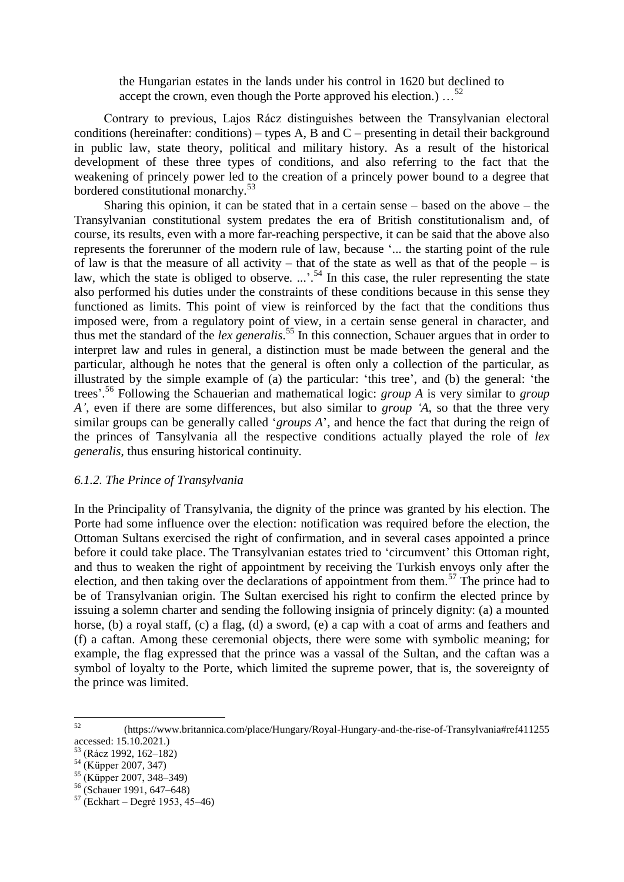> the Hungarian estates in the lands under his control in 1620 but declined to accept the crown, even though the Porte approved his election.) …[52]

Contrary to previous, Lajos Rácz distinguishes between the Transylvanian electoral conditions (hereinafter: conditions) – types A, B and C – presenting in detail their background in public law, state theory, political and military history. As a result of the historical development of these three types of conditions, and also referring to the fact that the weakening of princely power led to the creation of a princely power bound to a degree that bordered constitutional monarchy.[53]

Sharing this opinion, it can be stated that in a certain sense – based on the above – the Transylvanian constitutional system predates the era of British constitutionalism and, of course, its results, even with a more far-reaching perspective, it can be said that the above also represents the forerunner of the modern rule of law, because '... the starting point of the rule of law is that the measure of all activity – that of the state as well as that of the people – is law, which the state is obliged to observe. ...'.[54] In this case, the ruler representing the state also performed his duties under the constraints of these conditions because in this sense they functioned as limits. This point of view is reinforced by the fact that the conditions thus imposed were, from a regulatory point of view, in a certain sense general in character, and thus met the standard of the *lex generalis*.[55] In this connection, Schauer argues that in order to interpret law and rules in general, a distinction must be made between the general and the particular, although he notes that the general is often only a collection of the particular, as illustrated by the simple example of (a) the particular: 'this tree', and (b) the general: 'the trees'.[56] Following the Schauerian and mathematical logic: *group A* is very similar to *group A'*, even if there are some differences, but also similar to *group 'A*, so that the three very similar groups can be generally called '*groups A*', and hence the fact that during the reign of the princes of Tansylvania all the respective conditions actually played the role of *lex generalis*, thus ensuring historical continuity.

### *6.1.2. The Prince of Transylvania*

In the Principality of Transylvania, the dignity of the prince was granted by his election. The Porte had some influence over the election: notification was required before the election, the Ottoman Sultans exercised the right of confirmation, and in several cases appointed a prince before it could take place. The Transylvanian estates tried to 'circumvent' this Ottoman right, and thus to weaken the right of appointment by receiving the Turkish envoys only after the election, and then taking over the declarations of appointment from them.[57] The prince had to be of Transylvanian origin. The Sultan exercised his right to confirm the elected prince by issuing a solemn charter and sending the following insignia of princely dignity: (a) a mounted horse, (b) a royal staff, (c) a flag, (d) a sword, (e) a cap with a coat of arms and feathers and (f) a caftan. Among these ceremonial objects, there were some with symbolic meaning; for example, the flag expressed that the prince was a vassal of the Sultan, and the caftan was a symbol of loyalty to the Porte, which limited the supreme power, that is, the sovereignty of the prince was limited.

---

[52] (https://www.britannica.com/place/Hungary/Royal-Hungary-and-the-rise-of-Transylvania#ref411255 accessed: 15.10.2021.)

[53] (Rácz 1992, 162–182)

[54] (Küpper 2007, 347)

[55] (Küpper 2007, 348–349)

[56] (Schauer 1991, 647–648)

[57] (Eckhart – Degré 1953, 45–46)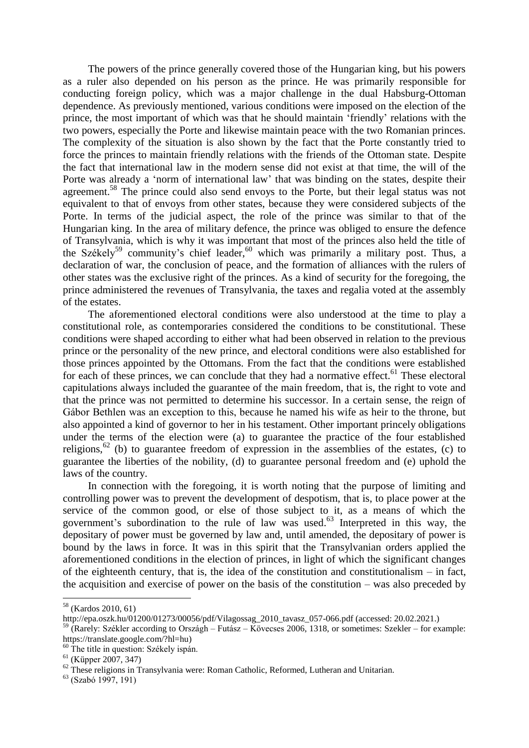The powers of the prince generally covered those of the Hungarian king, but his powers as a ruler also depended on his person as the prince. He was primarily responsible for conducting foreign policy, which was a major challenge in the dual Habsburg-Ottoman dependence. As previously mentioned, various conditions were imposed on the election of the prince, the most important of which was that he should maintain 'friendly' relations with the two powers, especially the Porte and likewise maintain peace with the two Romanian princes. The complexity of the situation is also shown by the fact that the Porte constantly tried to force the princes to maintain friendly relations with the friends of the Ottoman state. Despite the fact that international law in the modern sense did not exist at that time, the will of the Porte was already a 'norm of international law' that was binding on the states, despite their agreement.[58] The prince could also send envoys to the Porte, but their legal status was not equivalent to that of envoys from other states, because they were considered subjects of the Porte. In terms of the judicial aspect, the role of the prince was similar to that of the Hungarian king. In the area of military defence, the prince was obliged to ensure the defence of Transylvania, which is why it was important that most of the princes also held the title of the Székely[59] community's chief leader,[60] which was primarily a military post. Thus, a declaration of war, the conclusion of peace, and the formation of alliances with the rulers of other states was the exclusive right of the princes. As a kind of security for the foregoing, the prince administered the revenues of Transylvania, the taxes and regalia voted at the assembly of the estates.

The aforementioned electoral conditions were also understood at the time to play a constitutional role, as contemporaries considered the conditions to be constitutional. These conditions were shaped according to either what had been observed in relation to the previous prince or the personality of the new prince, and electoral conditions were also established for those princes appointed by the Ottomans. From the fact that the conditions were established for each of these princes, we can conclude that they had a normative effect.[61] These electoral capitulations always included the guarantee of the main freedom, that is, the right to vote and that the prince was not permitted to determine his successor. In a certain sense, the reign of Gábor Bethlen was an exception to this, because he named his wife as heir to the throne, but also appointed a kind of governor to her in his testament. Other important princely obligations under the terms of the election were (a) to guarantee the practice of the four established religions,[62] (b) to guarantee freedom of expression in the assemblies of the estates, (c) to guarantee the liberties of the nobility, (d) to guarantee personal freedom and (e) uphold the laws of the country.

In connection with the foregoing, it is worth noting that the purpose of limiting and controlling power was to prevent the development of despotism, that is, to place power at the service of the common good, or else of those subject to it, as a means of which the government's subordination to the rule of law was used.[63] Interpreted in this way, the depositary of power must be governed by law and, until amended, the depositary of power is bound by the laws in force. It was in this spirit that the Transylvanian orders applied the aforementioned conditions in the election of princes, in light of which the significant changes of the eighteenth century, that is, the idea of the constitution and constitutionalism – in fact, the acquisition and exercise of power on the basis of the constitution – was also preceded by

---

[58] (Kardos 2010, 61) http://epa.oszk.hu/01200/01273/00056/pdf/Vilagossag_2010_tavasz_057-066.pdf (accessed: 20.02.2021.)

[59] (Rarely: Székler according to Országh – Futász – Kövecses 2006, 1318, or sometimes: Szekler – for example: https://translate.google.com/?hl=hu)

[60] The title in question: Székely ispán.

[61] (Küpper 2007, 347)

[62] These religions in Transylvania were: Roman Catholic, Reformed, Lutheran and Unitarian.

[63] (Szabó 1997, 191)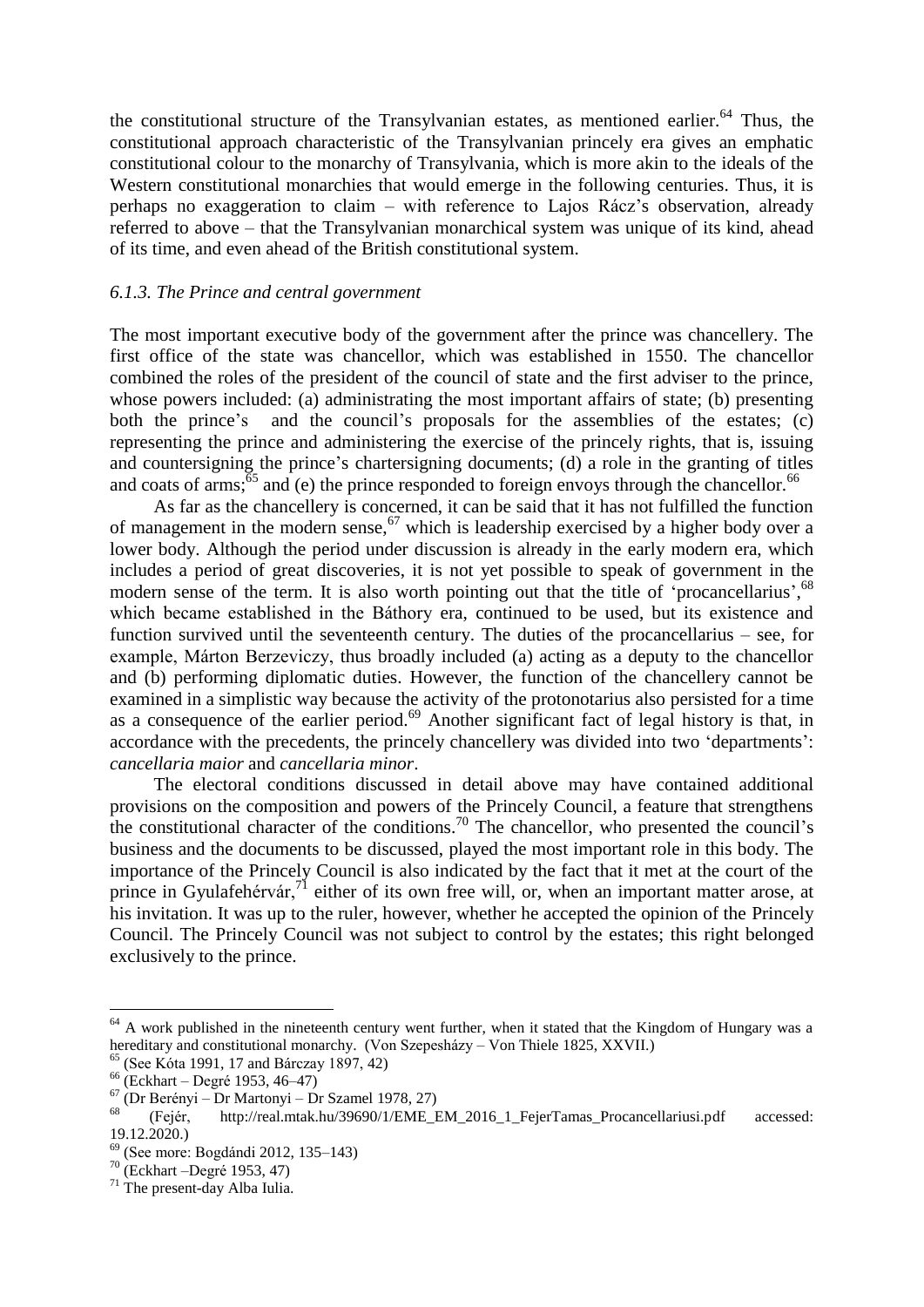the constitutional structure of the Transylvanian estates, as mentioned earlier.[64] Thus, the constitutional approach characteristic of the Transylvanian princely era gives an emphatic constitutional colour to the monarchy of Transylvania, which is more akin to the ideals of the Western constitutional monarchies that would emerge in the following centuries. Thus, it is perhaps no exaggeration to claim – with reference to Lajos Rácz's observation, already referred to above – that the Transylvanian monarchical system was unique of its kind, ahead of its time, and even ahead of the British constitutional system.

### *6.1.3. The Prince and central government*

The most important executive body of the government after the prince was chancellery. The first office of the state was chancellor, which was established in 1550. The chancellor combined the roles of the president of the council of state and the first adviser to the prince, whose powers included: (a) administrating the most important affairs of state; (b) presenting both the prince's and the council's proposals for the assemblies of the estates; (c) representing the prince and administering the exercise of the princely rights, that is, issuing and countersigning the prince's chartersigning documents; (d) a role in the granting of titles and coats of arms;[65] and (e) the prince responded to foreign envoys through the chancellor.[66]

As far as the chancellery is concerned, it can be said that it has not fulfilled the function of management in the modern sense,[67] which is leadership exercised by a higher body over a lower body. Although the period under discussion is already in the early modern era, which includes a period of great discoveries, it is not yet possible to speak of government in the modern sense of the term. It is also worth pointing out that the title of 'procancellarius',[68] which became established in the Báthory era, continued to be used, but its existence and function survived until the seventeenth century. The duties of the procancellarius – see, for example, Márton Berzeviczy, thus broadly included (a) acting as a deputy to the chancellor and (b) performing diplomatic duties. However, the function of the chancellery cannot be examined in a simplistic way because the activity of the protonotarius also persisted for a time as a consequence of the earlier period.[69] Another significant fact of legal history is that, in accordance with the precedents, the princely chancellery was divided into two 'departments': *cancellaria maior* and *cancellaria minor*.

The electoral conditions discussed in detail above may have contained additional provisions on the composition and powers of the Princely Council, a feature that strengthens the constitutional character of the conditions.[70] The chancellor, who presented the council's business and the documents to be discussed, played the most important role in this body. The importance of the Princely Council is also indicated by the fact that it met at the court of the prince in Gyulafehérvár,[71] either of its own free will, or, when an important matter arose, at his invitation. It was up to the ruler, however, whether he accepted the opinion of the Princely Council. The Princely Council was not subject to control by the estates; this right belonged exclusively to the prince.

---

[64] A work published in the nineteenth century went further, when it stated that the Kingdom of Hungary was a hereditary and constitutional monarchy. (Von Szepesházy – Von Thiele 1825, XXVII.)

[65] (See Kóta 1991, 17 and Bárczay 1897, 42)

[66] (Eckhart – Degré 1953, 46–47)

[67] (Dr Berényi – Dr Martonyi – Dr Szamel 1978, 27)

[68] (Fejér, http://real.mtak.hu/39690/1/EME_EM_2016_1_FejerTamas_Procancellariusi.pdf accessed: 19.12.2020.)

[69] (See more: Bogdándi 2012, 135–143)

[70] (Eckhart –Degré 1953, 47)

[71] The present-day Alba Iulia.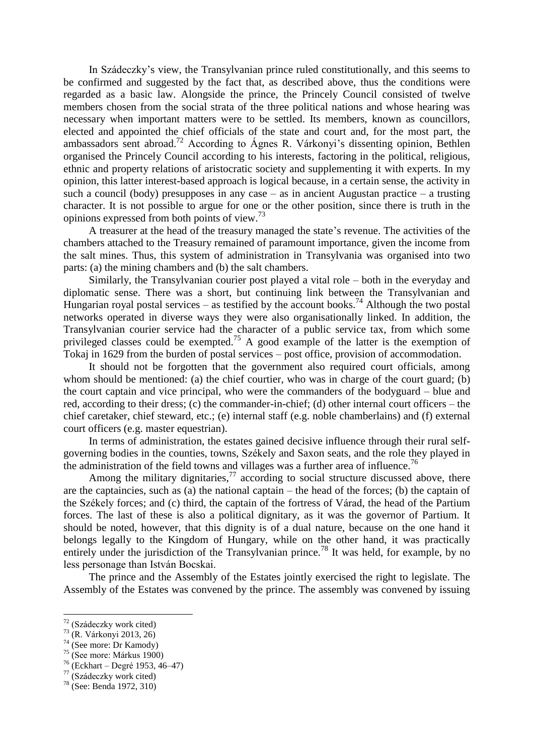In Szádeczky's view, the Transylvanian prince ruled constitutionally, and this seems to be confirmed and suggested by the fact that, as described above, thus the conditions were regarded as a basic law. Alongside the prince, the Princely Council consisted of twelve members chosen from the social strata of the three political nations and whose hearing was necessary when important matters were to be settled. Its members, known as councillors, elected and appointed the chief officials of the state and court and, for the most part, the ambassadors sent abroad.[72] According to Ágnes R. Várkonyi's dissenting opinion, Bethlen organised the Princely Council according to his interests, factoring in the political, religious, ethnic and property relations of aristocratic society and supplementing it with experts. In my opinion, this latter interest-based approach is logical because, in a certain sense, the activity in such a council (body) presupposes in any case – as in ancient Augustan practice – a trusting character. It is not possible to argue for one or the other position, since there is truth in the opinions expressed from both points of view.[73]

A treasurer at the head of the treasury managed the state's revenue. The activities of the chambers attached to the Treasury remained of paramount importance, given the income from the salt mines. Thus, this system of administration in Transylvania was organised into two parts: (a) the mining chambers and (b) the salt chambers.

Similarly, the Transylvanian courier post played a vital role – both in the everyday and diplomatic sense. There was a short, but continuing link between the Transylvanian and Hungarian royal postal services – as testified by the account books.[74] Although the two postal networks operated in diverse ways they were also organisationally linked. In addition, the Transylvanian courier service had the character of a public service tax, from which some privileged classes could be exempted.[75] A good example of the latter is the exemption of Tokaj in 1629 from the burden of postal services – post office, provision of accommodation.

It should not be forgotten that the government also required court officials, among whom should be mentioned: (a) the chief courtier, who was in charge of the court guard; (b) the court captain and vice principal, who were the commanders of the bodyguard – blue and red, according to their dress; (c) the commander-in-chief; (d) other internal court officers – the chief caretaker, chief steward, etc.; (e) internal staff (e.g. noble chamberlains) and (f) external court officers (e.g. master equestrian).

In terms of administration, the estates gained decisive influence through their rural self-governing bodies in the counties, towns, Székely and Saxon seats, and the role they played in the administration of the field towns and villages was a further area of influence.[76]

Among the military dignitaries,[77] according to social structure discussed above, there are the captaincies, such as (a) the national captain – the head of the forces; (b) the captain of the Székely forces; and (c) third, the captain of the fortress of Várad, the head of the Partium forces. The last of these is also a political dignitary, as it was the governor of Partium. It should be noted, however, that this dignity is of a dual nature, because on the one hand it belongs legally to the Kingdom of Hungary, while on the other hand, it was practically entirely under the jurisdiction of the Transylvanian prince.[78] It was held, for example, by no less personage than István Bocskai.

The prince and the Assembly of the Estates jointly exercised the right to legislate. The Assembly of the Estates was convened by the prince. The assembly was convened by issuing

---

[72] (Szádeczky work cited)

[73] (R. Várkonyi 2013, 26)

[74] (See more: Dr Kamody)

[75] (See more: Márkus 1900)

[76] (Eckhart – Degré 1953, 46–47)

[77] (Szádeczky work cited)

[78] (See: Benda 1972, 310)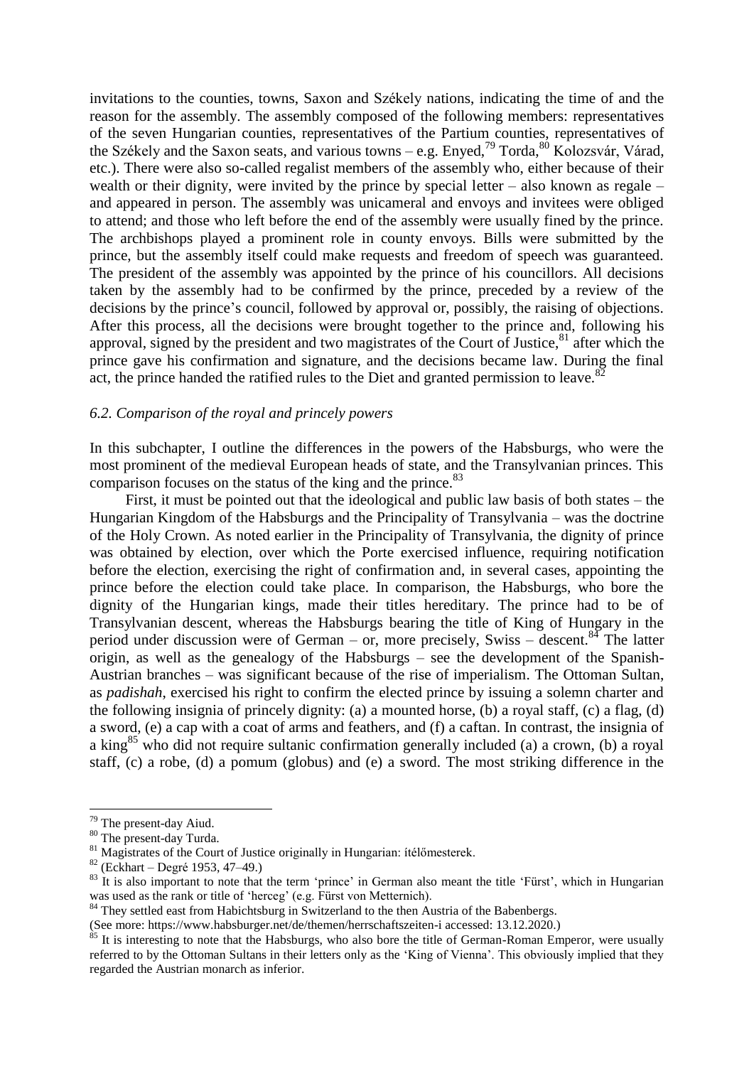invitations to the counties, towns, Saxon and Székely nations, indicating the time of and the reason for the assembly. The assembly composed of the following members: representatives of the seven Hungarian counties, representatives of the Partium counties, representatives of the Székely and the Saxon seats, and various towns – e.g. Enyed,[79] Torda,[80] Kolozsvár, Várad, etc.). There were also so-called regalist members of the assembly who, either because of their wealth or their dignity, were invited by the prince by special letter – also known as regale – and appeared in person. The assembly was unicameral and envoys and invitees were obliged to attend; and those who left before the end of the assembly were usually fined by the prince. The archbishops played a prominent role in county envoys. Bills were submitted by the prince, but the assembly itself could make requests and freedom of speech was guaranteed. The president of the assembly was appointed by the prince of his councillors. All decisions taken by the assembly had to be confirmed by the prince, preceded by a review of the decisions by the prince's council, followed by approval or, possibly, the raising of objections. After this process, all the decisions were brought together to the prince and, following his approval, signed by the president and two magistrates of the Court of Justice,[81] after which the prince gave his confirmation and signature, and the decisions became law. During the final act, the prince handed the ratified rules to the Diet and granted permission to leave.[82]

### *6.2. Comparison of the royal and princely powers*

In this subchapter, I outline the differences in the powers of the Habsburgs, who were the most prominent of the medieval European heads of state, and the Transylvanian princes. This comparison focuses on the status of the king and the prince.[83]

First, it must be pointed out that the ideological and public law basis of both states – the Hungarian Kingdom of the Habsburgs and the Principality of Transylvania – was the doctrine of the Holy Crown. As noted earlier in the Principality of Transylvania, the dignity of prince was obtained by election, over which the Porte exercised influence, requiring notification before the election, exercising the right of confirmation and, in several cases, appointing the prince before the election could take place. In comparison, the Habsburgs, who bore the dignity of the Hungarian kings, made their titles hereditary. The prince had to be of Transylvanian descent, whereas the Habsburgs bearing the title of King of Hungary in the period under discussion were of German – or, more precisely, Swiss – descent.[84] The latter origin, as well as the genealogy of the Habsburgs – see the development of the Spanish-Austrian branches – was significant because of the rise of imperialism. The Ottoman Sultan, as *padishah*, exercised his right to confirm the elected prince by issuing a solemn charter and the following insignia of princely dignity: (a) a mounted horse, (b) a royal staff, (c) a flag, (d) a sword, (e) a cap with a coat of arms and feathers, and (f) a caftan. In contrast, the insignia of a king[85] who did not require sultanic confirmation generally included (a) a crown, (b) a royal staff, (c) a robe, (d) a pomum (globus) and (e) a sword. The most striking difference in the

---

[79] The present-day Aiud.

[80] The present-day Turda.

[81] Magistrates of the Court of Justice originally in Hungarian: ítélőmesterek.

[82] (Eckhart – Degré 1953, 47–49.)

[83] It is also important to note that the term 'prince' in German also meant the title 'Fürst', which in Hungarian was used as the rank or title of 'herceg' (e.g. Fürst von Metternich).

[84] They settled east from Habichtsburg in Switzerland to the then Austria of the Babenbergs. (See more: https://www.habsburger.net/de/themen/herrschaftszeiten-i accessed: 13.12.2020.)

[85] It is interesting to note that the Habsburgs, who also bore the title of German-Roman Emperor, were usually referred to by the Ottoman Sultans in their letters only as the 'King of Vienna'. This obviously implied that they regarded the Austrian monarch as inferior.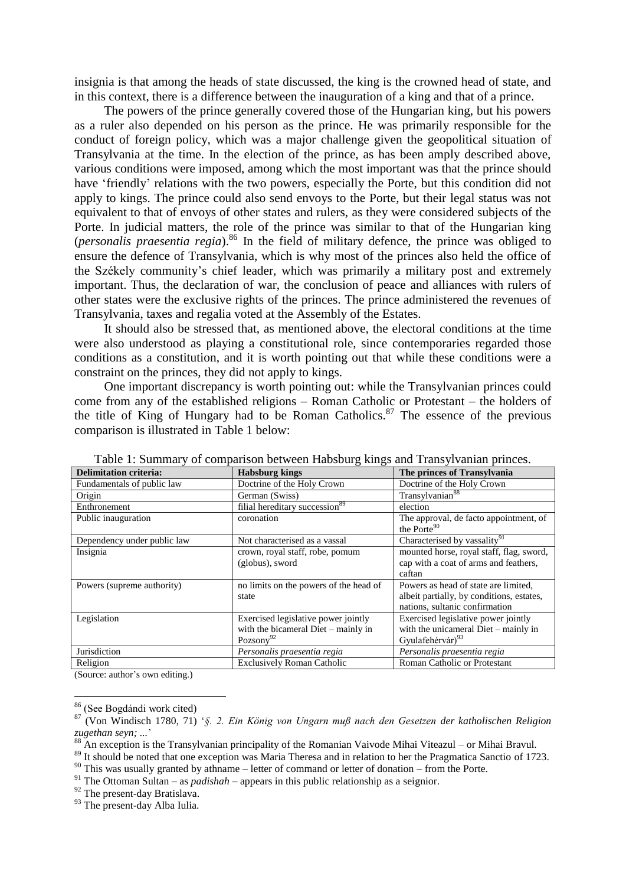insignia is that among the heads of state discussed, the king is the crowned head of state, and in this context, there is a difference between the inauguration of a king and that of a prince.

The powers of the prince generally covered those of the Hungarian king, but his powers as a ruler also depended on his person as the prince. He was primarily responsible for the conduct of foreign policy, which was a major challenge given the geopolitical situation of Transylvania at the time. In the election of the prince, as has been amply described above, various conditions were imposed, among which the most important was that the prince should have 'friendly' relations with the two powers, especially the Porte, but this condition did not apply to kings. The prince could also send envoys to the Porte, but their legal status was not equivalent to that of envoys of other states and rulers, as they were considered subjects of the Porte. In judicial matters, the role of the prince was similar to that of the Hungarian king (*personalis praesentia regia*).[86] In the field of military defence, the prince was obliged to ensure the defence of Transylvania, which is why most of the princes also held the office of the Székely community's chief leader, which was primarily a military post and extremely important. Thus, the declaration of war, the conclusion of peace and alliances with rulers of other states were the exclusive rights of the princes. The prince administered the revenues of Transylvania, taxes and regalia voted at the Assembly of the Estates.

It should also be stressed that, as mentioned above, the electoral conditions at the time were also understood as playing a constitutional role, since contemporaries regarded those conditions as a constitution, and it is worth pointing out that while these conditions were a constraint on the princes, they did not apply to kings.

One important discrepancy is worth pointing out: while the Transylvanian princes could come from any of the established religions – Roman Catholic or Protestant – the holders of the title of King of Hungary had to be Roman Catholics.[87] The essence of the previous comparison is illustrated in Table 1 below:

Table 1: Summary of comparison between Habsburg kings and Transylvanian princes.

| Delimitation criteria: | Habsburg kings | The princes of Transylvania |
|---|---|---|
| Fundamentals of public law | Doctrine of the Holy Crown | Doctrine of the Holy Crown |
| Origin | German (Swiss) | Transylvanian[88] |
| Enthronement | filial hereditary succession[89] | election |
| Public inauguration | coronation | The approval, de facto appointment, of the Porte[90] |
| Dependency under public law | Not characterised as a vassal | Characterised by vassality[91] |
| Insignia | crown, royal staff, robe, pomum (globus), sword | mounted horse, royal staff, flag, sword, cap with a coat of arms and feathers, caftan |
| Powers (supreme authority) | no limits on the powers of the head of state | Powers as head of state are limited, albeit partially, by conditions, estates, nations, sultanic confirmation |
| Legislation | Exercised legislative power jointly with the bicameral Diet – mainly in Pozsony[92] | Exercised legislative power jointly with the unicameral Diet – mainly in Gyulafehérvár)[93] |
| Jurisdiction | *Personalis praesentia regia* | *Personalis praesentia regia* |
| Religion | Exclusively Roman Catholic | Roman Catholic or Protestant |

(Source: author's own editing.)

---

[86] (See Bogdándi work cited)

[87] (Von Windisch 1780, 71) '*§. 2. Ein König von Ungarn muß nach den Gesetzen der katholischen Religion zugethan seyn; ...*'

[88] An exception is the Transylvanian principality of the Romanian Vaivode Mihai Viteazul – or Mihai Bravul.

[89] It should be noted that one exception was Maria Theresa and in relation to her the Pragmatica Sanctio of 1723.

[90] This was usually granted by athname – letter of command or letter of donation – from the Porte.

[91] The Ottoman Sultan – as *padishah* – appears in this public relationship as a seignior.

[92] The present-day Bratislava.

[93] The present-day Alba Iulia.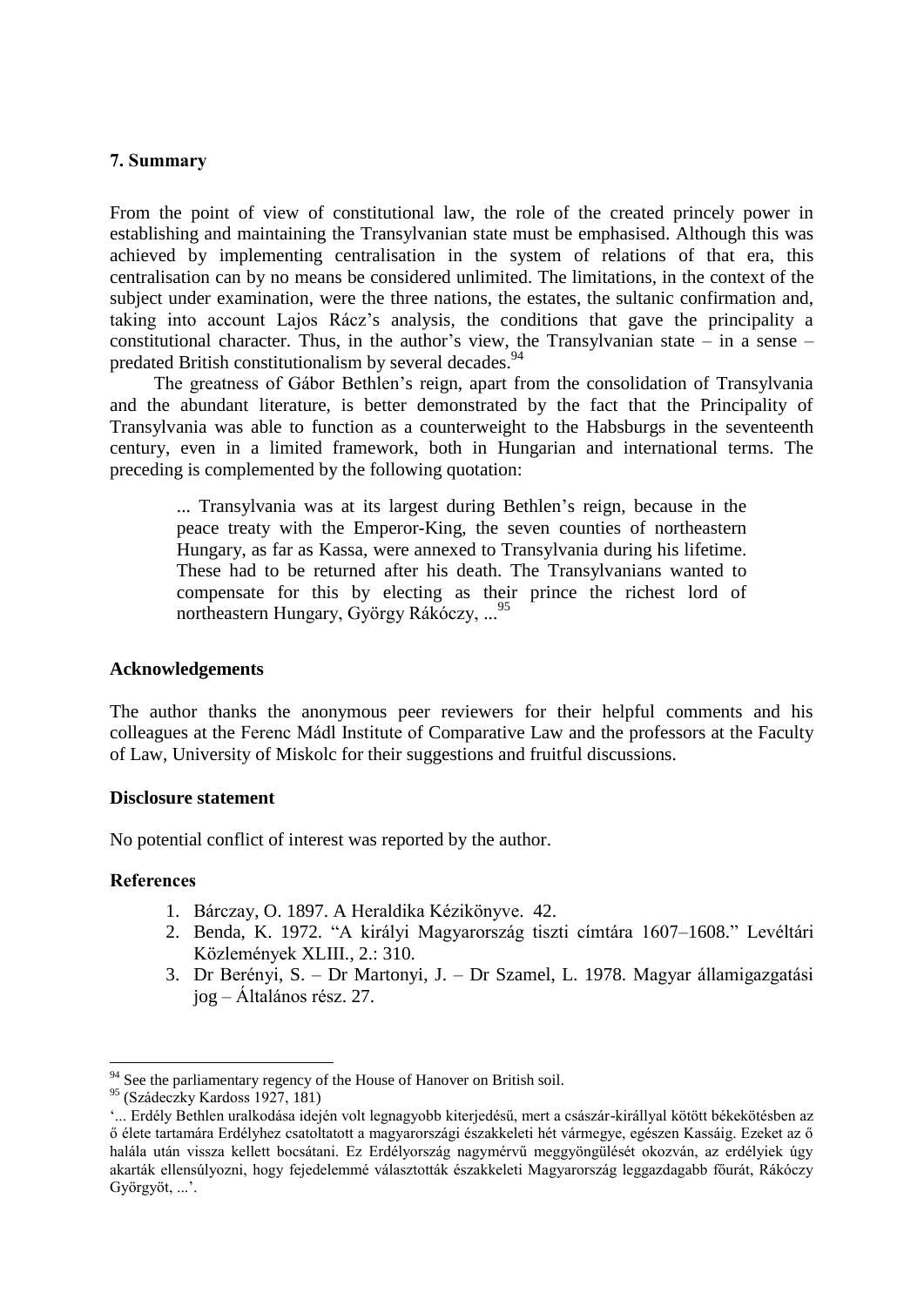## 7. Summary

From the point of view of constitutional law, the role of the created princely power in establishing and maintaining the Transylvanian state must be emphasised. Although this was achieved by implementing centralisation in the system of relations of that era, this centralisation can by no means be considered unlimited. The limitations, in the context of the subject under examination, were the three nations, the estates, the sultanic confirmation and, taking into account Lajos Rácz's analysis, the conditions that gave the principality a constitutional character. Thus, in the author's view, the Transylvanian state – in a sense – predated British constitutionalism by several decades.[94]

The greatness of Gábor Bethlen's reign, apart from the consolidation of Transylvania and the abundant literature, is better demonstrated by the fact that the Principality of Transylvania was able to function as a counterweight to the Habsburgs in the seventeenth century, even in a limited framework, both in Hungarian and international terms. The preceding is complemented by the following quotation:

> ... Transylvania was at its largest during Bethlen's reign, because in the peace treaty with the Emperor-King, the seven counties of northeastern Hungary, as far as Kassa, were annexed to Transylvania during his lifetime. These had to be returned after his death. The Transylvanians wanted to compensate for this by electing as their prince the richest lord of northeastern Hungary, György Rákóczy, ...[95]

### Acknowledgements

The author thanks the anonymous peer reviewers for their helpful comments and his colleagues at the Ferenc Mádl Institute of Comparative Law and the professors at the Faculty of Law, University of Miskolc for their suggestions and fruitful discussions.

### Disclosure statement

No potential conflict of interest was reported by the author.

### References

1. Bárczay, O. 1897. A Heraldika Kézikönyve. 42.
2. Benda, K. 1972. "A királyi Magyarország tiszti címtára 1607–1608." Levéltári Közlemények XLIII., 2.: 310.
3. Dr Berényi, S. – Dr Martonyi, J. – Dr Szamel, L. 1978. Magyar államigazgatási jog – Általános rész. 27.

---

[94] See the parliamentary regency of the House of Hanover on British soil.

[95] (Szádeczky Kardoss 1927, 181)

'... Erdély Bethlen uralkodása idején volt legnagyobb kiterjedésű, mert a császár-királlyal kötött békekötésben az ő élete tartamára Erdélyhez csatoltatott a magyarországi északkeleti hét vármegye, egészen Kassáig. Ezeket az ő halála után vissza kellett bocsátani. Ez Erdélyország nagymérvű meggyöngülését okozván, az erdélyiek úgy akarták ellensúlyozni, hogy fejedelemmé választották északkeleti Magyarország leggazdagabb főurát, Rákóczy Györgyöt, ...'.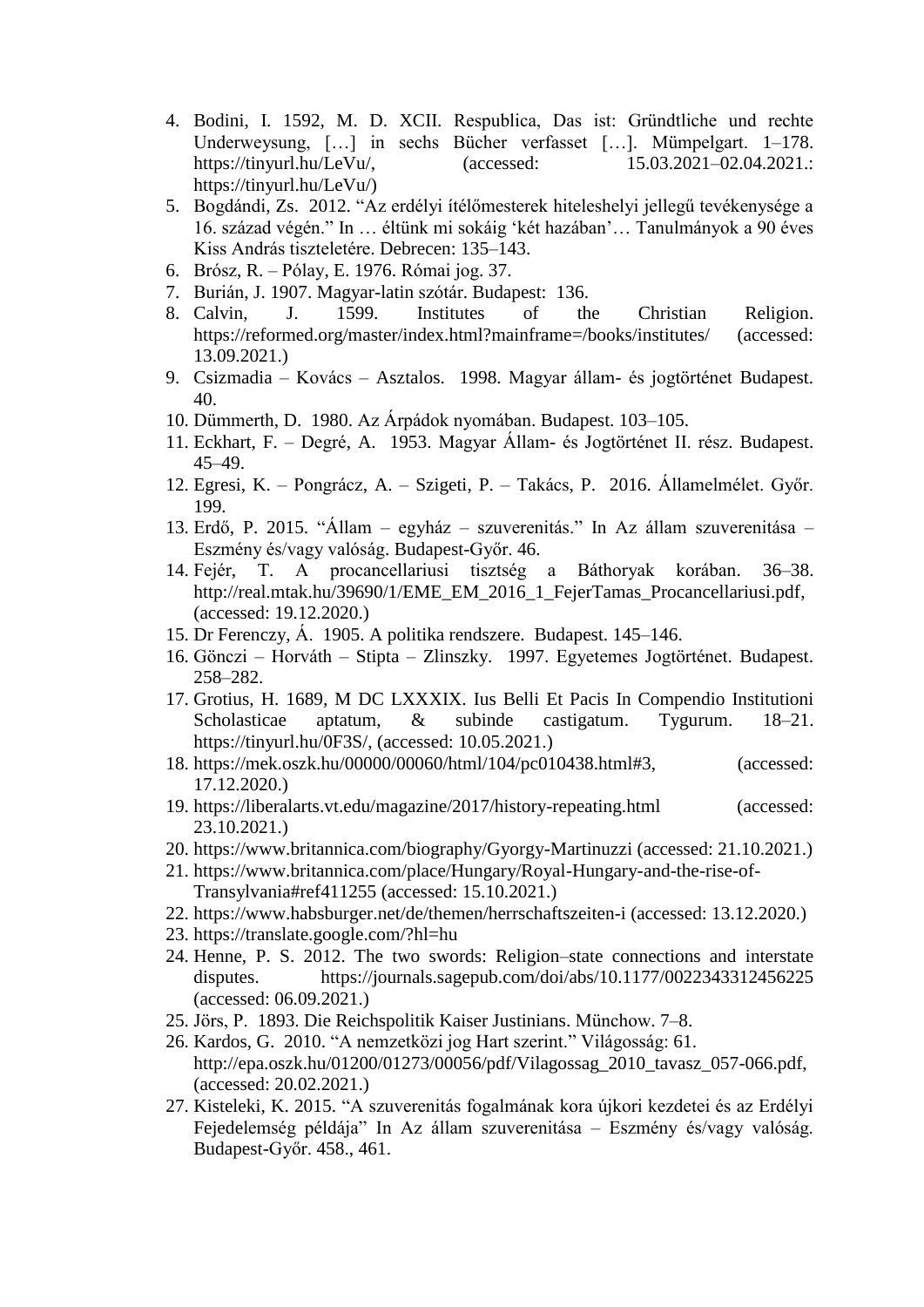4. Bodini, I. 1592, M. D. XCII. Respublica, Das ist: Gründtliche und rechte Underweysung, […] in sechs Bücher verfasset […]. Mümpelgart. 1–178. https://tinyurl.hu/LeVu/, (accessed: 15.03.2021–02.04.2021.: https://tinyurl.hu/LeVu/)
5. Bogdándi, Zs. 2012. "Az erdélyi ítélőmesterek hiteleshelyi jellegű tevékenysége a 16. század végén." In … éltünk mi sokáig 'két hazában'… Tanulmányok a 90 éves Kiss András tiszteletére. Debrecen: 135–143.
6. Brósz, R. – Pólay, E. 1976. Római jog. 37.
7. Burián, J. 1907. Magyar-latin szótár. Budapest: 136.
8. Calvin, J. 1599. Institutes of the Christian Religion. https://reformed.org/master/index.html?mainframe=/books/institutes/ (accessed: 13.09.2021.)
9. Csizmadia – Kovács – Asztalos. 1998. Magyar állam- és jogtörténet Budapest. 40.
10. Dümmerth, D. 1980. Az Árpádok nyomában. Budapest. 103–105.
11. Eckhart, F. – Degré, A. 1953. Magyar Állam- és Jogtörténet II. rész. Budapest. 45–49.
12. Egresi, K. – Pongrácz, A. – Szigeti, P. – Takács, P. 2016. Államelmélet. Győr. 199.
13. Erdő, P. 2015. "Állam – egyház – szuverenitás." In Az állam szuverenitása – Eszmény és/vagy valóság. Budapest-Győr. 46.
14. Fejér, T. A procancellariusi tisztség a Báthoryak korában. 36–38. http://real.mtak.hu/39690/1/EME_EM_2016_1_FejerTamas_Procancellariusi.pdf, (accessed: 19.12.2020.)
15. Dr Ferenczy, Á. 1905. A politika rendszere. Budapest. 145–146.
16. Gönczi – Horváth – Stipta – Zlinszky. 1997. Egyetemes Jogtörténet. Budapest. 258–282.
17. Grotius, H. 1689, M DC LXXXIX. Ius Belli Et Pacis In Compendio Institutioni Scholasticae aptatum, & subinde castigatum. Tygurum. 18–21. https://tinyurl.hu/0F3S/, (accessed: 10.05.2021.)
18. https://mek.oszk.hu/00000/00060/html/104/pc010438.html#3, (accessed: 17.12.2020.)
19. https://liberalarts.vt.edu/magazine/2017/history-repeating.html (accessed: 23.10.2021.)
20. https://www.britannica.com/biography/Gyorgy-Martinuzzi (accessed: 21.10.2021.)
21. https://www.britannica.com/place/Hungary/Royal-Hungary-and-the-rise-of-Transylvania#ref411255 (accessed: 15.10.2021.)
22. https://www.habsburger.net/de/themen/herrschaftszeiten-i (accessed: 13.12.2020.)
23. https://translate.google.com/?hl=hu
24. Henne, P. S. 2012. The two swords: Religion–state connections and interstate disputes. https://journals.sagepub.com/doi/abs/10.1177/0022343312456225 (accessed: 06.09.2021.)
25. Jörs, P. 1893. Die Reichspolitik Kaiser Justinians. Münchow. 7–8.
26. Kardos, G. 2010. "A nemzetközi jog Hart szerint." Világosság: 61. http://epa.oszk.hu/01200/01273/00056/pdf/Vilagossag_2010_tavasz_057-066.pdf, (accessed: 20.02.2021.)
27. Kisteleki, K. 2015. "A szuverenitás fogalmának kora újkori kezdetei és az Erdélyi Fejedelemség példája" In Az állam szuverenitása – Eszmény és/vagy valóság. Budapest-Győr. 458., 461.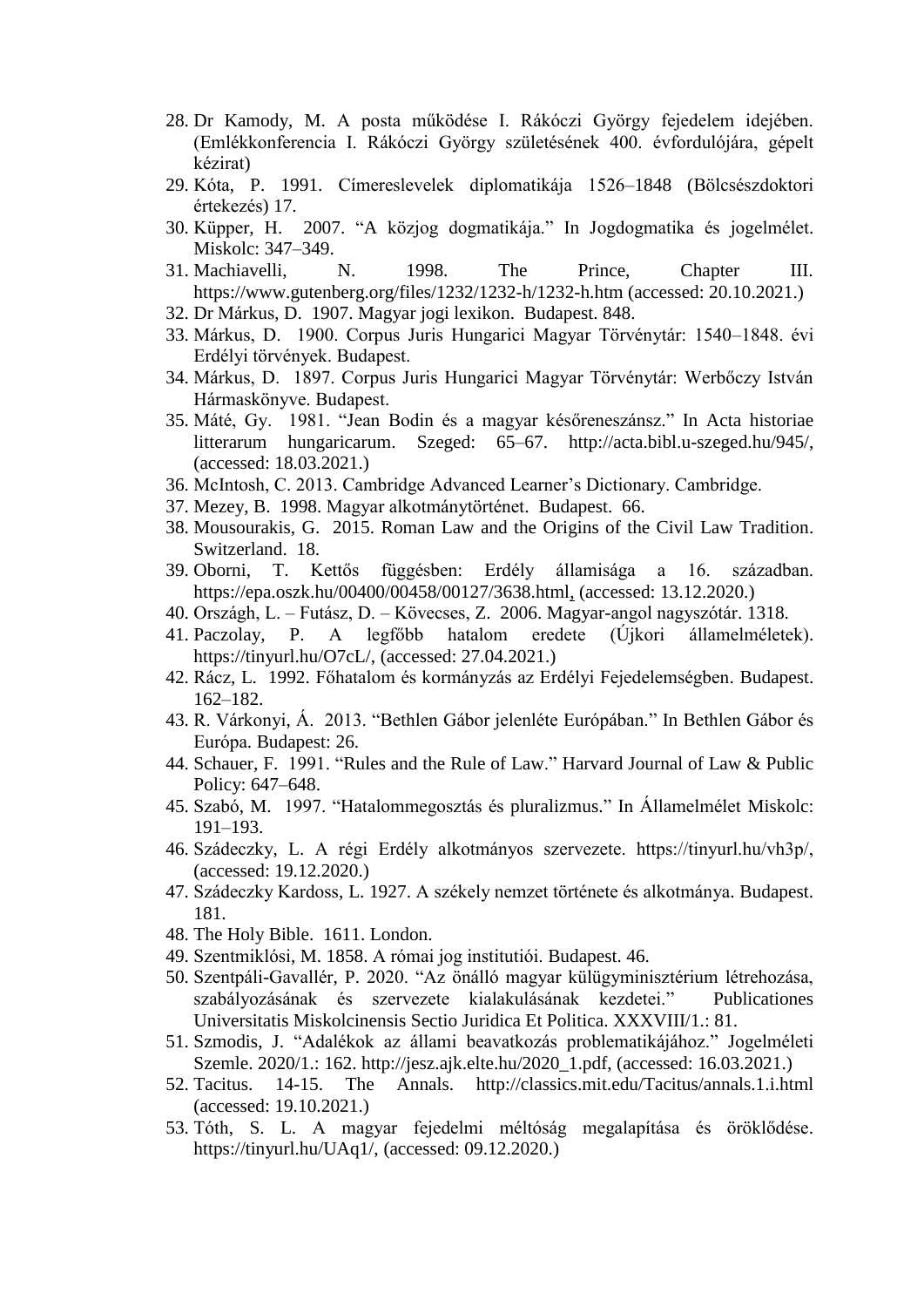28. Dr Kamody, M. A posta működése I. Rákóczi György fejedelem idejében. (Emlékkonferencia I. Rákóczi György születésének 400. évfordulójára, gépelt kézirat)
29. Kóta, P. 1991. Címereslevelek diplomatikája 1526–1848 (Bölcsészdoktori értekezés) 17.
30. Küpper, H. 2007. "A közjog dogmatikája." In Jogdogmatika és jogelmélet. Miskolc: 347–349.
31. Machiavelli, N. 1998. The Prince, Chapter III. https://www.gutenberg.org/files/1232/1232-h/1232-h.htm (accessed: 20.10.2021.)
32. Dr Márkus, D. 1907. Magyar jogi lexikon. Budapest. 848.
33. Márkus, D. 1900. Corpus Juris Hungarici Magyar Törvénytár: 1540–1848. évi Erdélyi törvények. Budapest.
34. Márkus, D. 1897. Corpus Juris Hungarici Magyar Törvénytár: Werbőczy István Hármaskönyve. Budapest.
35. Máté, Gy. 1981. "Jean Bodin és a magyar későreneszánsz." In Acta historiae litterarum hungaricarum. Szeged: 65–67. http://acta.bibl.u-szeged.hu/945/, (accessed: 18.03.2021.)
36. McIntosh, C. 2013. Cambridge Advanced Learner's Dictionary. Cambridge.
37. Mezey, B. 1998. Magyar alkotmánytörténet. Budapest. 66.
38. Mousourakis, G. 2015. Roman Law and the Origins of the Civil Law Tradition. Switzerland. 18.
39. Oborni, T. Kettős függésben: Erdély államisága a 16. században. https://epa.oszk.hu/00400/00458/00127/3638.html, (accessed: 13.12.2020.)
40. Országh, L. – Futász, D. – Kövecses, Z. 2006. Magyar-angol nagyszótár. 1318.
41. Paczolay, P. A legfőbb hatalom eredete (Újkori államelméletek). https://tinyurl.hu/O7cL/, (accessed: 27.04.2021.)
42. Rácz, L. 1992. Főhatalom és kormányzás az Erdélyi Fejedelemségben. Budapest. 162–182.
43. R. Várkonyi, Á. 2013. "Bethlen Gábor jelenléte Európában." In Bethlen Gábor és Európa. Budapest: 26.
44. Schauer, F. 1991. "Rules and the Rule of Law." Harvard Journal of Law & Public Policy: 647–648.
45. Szabó, M. 1997. "Hatalommegosztás és pluralizmus." In Államelmélet Miskolc: 191–193.
46. Szádeczky, L. A régi Erdély alkotmányos szervezete. https://tinyurl.hu/vh3p/, (accessed: 19.12.2020.)
47. Szádeczky Kardoss, L. 1927. A székely nemzet története és alkotmánya. Budapest. 181.
48. The Holy Bible. 1611. London.
49. Szentmiklósi, M. 1858. A római jog institutiói. Budapest. 46.
50. Szentpáli-Gavallér, P. 2020. "Az önálló magyar külügyminisztérium létrehozása, szabályozásának és szervezete kialakulásának kezdetei." Publicationes Universitatis Miskolcinensis Sectio Juridica Et Politica. XXXVIII/1.: 81.
51. Szmodis, J. "Adalékok az állami beavatkozás problematikájához." Jogelméleti Szemle. 2020/1.: 162. http://jesz.ajk.elte.hu/2020_1.pdf, (accessed: 16.03.2021.)
52. Tacitus. 14-15. The Annals. http://classics.mit.edu/Tacitus/annals.1.i.html (accessed: 19.10.2021.)
53. Tóth, S. L. A magyar fejedelmi méltóság megalapítása és öröklődése. https://tinyurl.hu/UAq1/, (accessed: 09.12.2020.)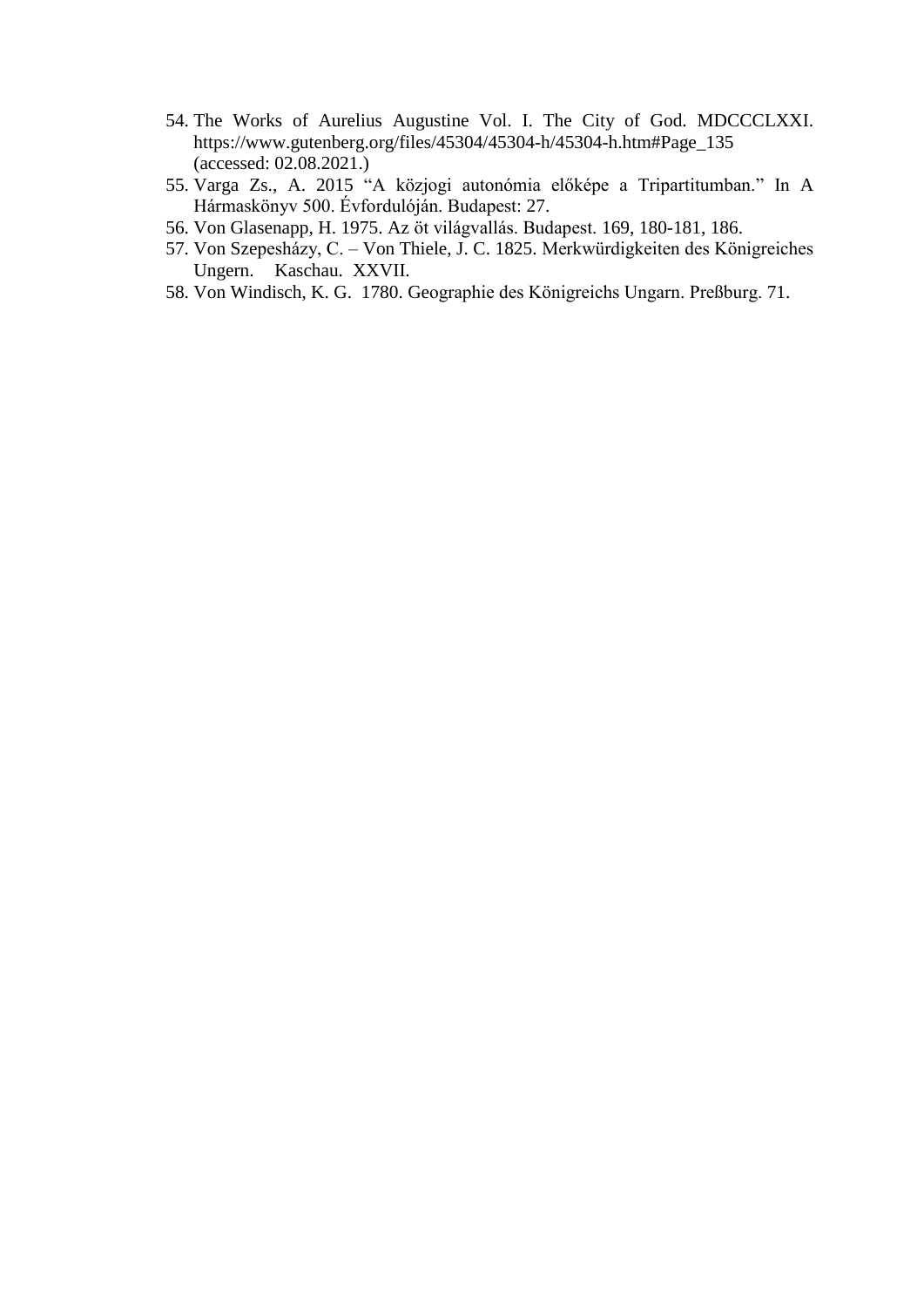54. The Works of Aurelius Augustine Vol. I. The City of God. MDCCCLXXI. https://www.gutenberg.org/files/45304/45304-h/45304-h.htm#Page_135 (accessed: 02.08.2021.)
55. Varga Zs., A. 2015 “A közjogi autonómia előképe a Tripartitumban.” In A Hármaskönyv 500. Évfordulóján. Budapest: 27.
56. Von Glasenapp, H. 1975. Az öt világvallás. Budapest. 169, 180-181, 186.
57. Von Szepesházy, C. – Von Thiele, J. C. 1825. Merkwürdigkeiten des Königreiches Ungern. Kaschau. XXVII.
58. Von Windisch, K. G. 1780. Geographie des Königreichs Ungarn. Preßburg. 71.